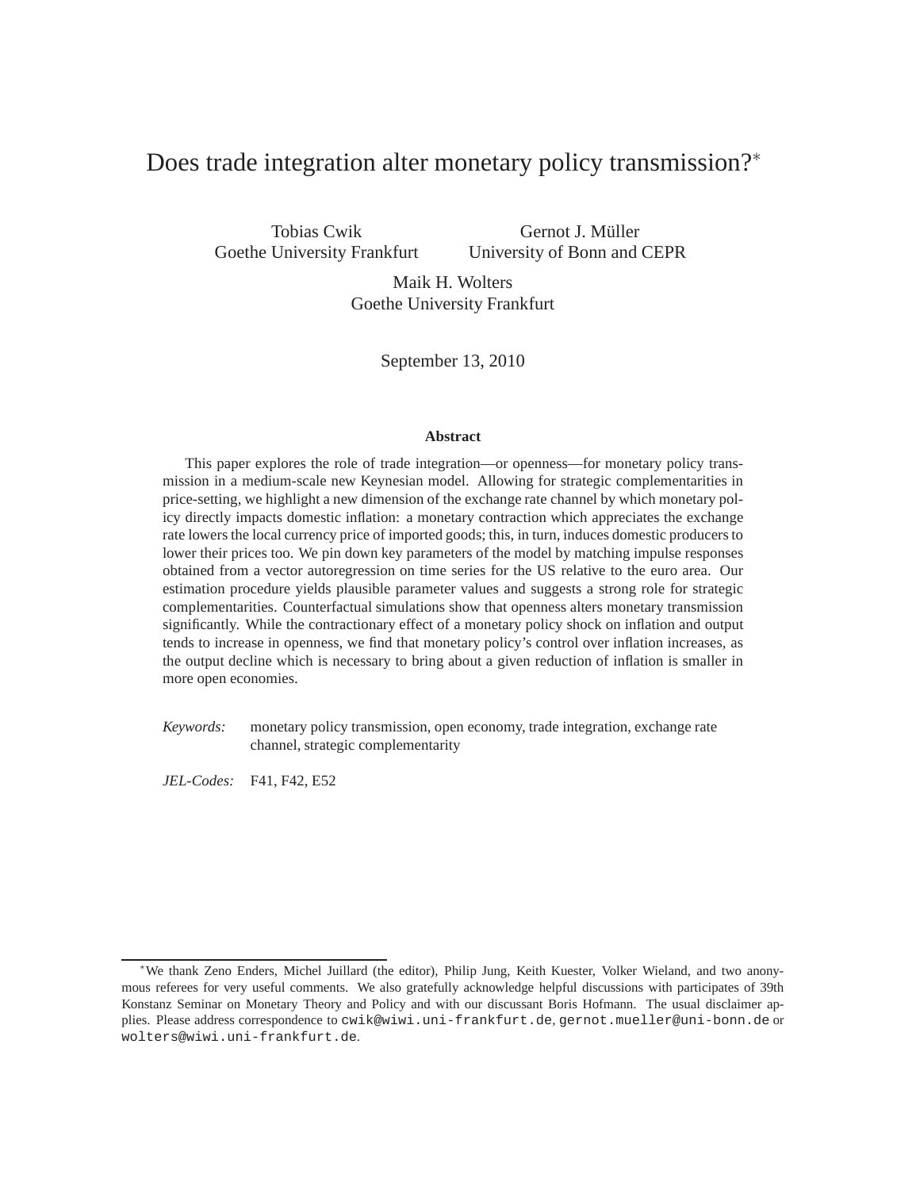# Does trade integration alter monetary policy transmission?[*]

Tobias Cwik
Goethe University Frankfurt

Gernot J. Müller
University of Bonn and CEPR

Maik H. Wolters
Goethe University Frankfurt

September 13, 2010

### Abstract

This paper explores the role of trade integration—or openness—for monetary policy transmission in a medium-scale new Keynesian model. Allowing for strategic complementarities in price-setting, we highlight a new dimension of the exchange rate channel by which monetary policy directly impacts domestic inflation: a monetary contraction which appreciates the exchange rate lowers the local currency price of imported goods; this, in turn, induces domestic producers to lower their prices too. We pin down key parameters of the model by matching impulse responses obtained from a vector autoregression on time series for the US relative to the euro area. Our estimation procedure yields plausible parameter values and suggests a strong role for strategic complementarities. Counterfactual simulations show that openness alters monetary transmission significantly. While the contractionary effect of a monetary policy shock on inflation and output tends to increase in openness, we find that monetary policy's control over inflation increases, as the output decline which is necessary to bring about a given reduction of inflation is smaller in more open economies.

*Keywords:* monetary policy transmission, open economy, trade integration, exchange rate channel, strategic complementarity

*JEL-Codes:* F41, F42, E52

[*] We thank Zeno Enders, Michel Juillard (the editor), Philip Jung, Keith Kuester, Volker Wieland, and two anonymous referees for very useful comments. We also gratefully acknowledge helpful discussions with participates of 39th Konstanz Seminar on Monetary Theory and Policy and with our discussant Boris Hofmann. The usual disclaimer applies. Please address correspondence to cwik@wiwi.uni-frankfurt.de, gernot.mueller@uni-bonn.de or wolters@wiwi.uni-frankfurt.de.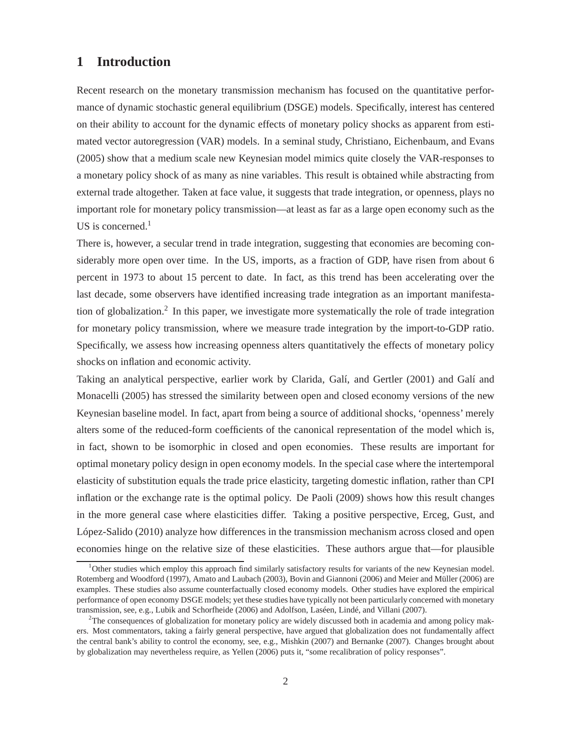# 1 Introduction

Recent research on the monetary transmission mechanism has focused on the quantitative performance of dynamic stochastic general equilibrium (DSGE) models. Specifically, interest has centered on their ability to account for the dynamic effects of monetary policy shocks as apparent from estimated vector autoregression (VAR) models. In a seminal study, Christiano, Eichenbaum, and Evans (2005) show that a medium scale new Keynesian model mimics quite closely the VAR-responses to a monetary policy shock of as many as nine variables. This result is obtained while abstracting from external trade altogether. Taken at face value, it suggests that trade integration, or openness, plays no important role for monetary policy transmission—at least as far as a large open economy such as the US is concerned.[1]

There is, however, a secular trend in trade integration, suggesting that economies are becoming considerably more open over time. In the US, imports, as a fraction of GDP, have risen from about 6 percent in 1973 to about 15 percent to date. In fact, as this trend has been accelerating over the last decade, some observers have identified increasing trade integration as an important manifestation of globalization.[2] In this paper, we investigate more systematically the role of trade integration for monetary policy transmission, where we measure trade integration by the import-to-GDP ratio. Specifically, we assess how increasing openness alters quantitatively the effects of monetary policy shocks on inflation and economic activity.

Taking an analytical perspective, earlier work by Clarida, Galí, and Gertler (2001) and Galí and Monacelli (2005) has stressed the similarity between open and closed economy versions of the new Keynesian baseline model. In fact, apart from being a source of additional shocks, 'openness' merely alters some of the reduced-form coefficients of the canonical representation of the model which is, in fact, shown to be isomorphic in closed and open economies. These results are important for optimal monetary policy design in open economy models. In the special case where the intertemporal elasticity of substitution equals the trade price elasticity, targeting domestic inflation, rather than CPI inflation or the exchange rate is the optimal policy. De Paoli (2009) shows how this result changes in the more general case where elasticities differ. Taking a positive perspective, Erceg, Gust, and López-Salido (2010) analyze how differences in the transmission mechanism across closed and open economies hinge on the relative size of these elasticities. These authors argue that—for plausible

[1] Other studies which employ this approach find similarly satisfactory results for variants of the new Keynesian model. Rotemberg and Woodford (1997), Amato and Laubach (2003), Bovin and Giannoni (2006) and Meier and Müller (2006) are examples. These studies also assume counterfactually closed economy models. Other studies have explored the empirical performance of open economy DSGE models; yet these studies have typically not been particularly concerned with monetary transmission, see, e.g., Lubik and Schorfheide (2006) and Adolfson, Laséen, Lindé, and Villani (2007).

[2] The consequences of globalization for monetary policy are widely discussed both in academia and among policy makers. Most commentators, taking a fairly general perspective, have argued that globalization does not fundamentally affect the central bank's ability to control the economy, see, e.g., Mishkin (2007) and Bernanke (2007). Changes brought about by globalization may nevertheless require, as Yellen (2006) puts it, "some recalibration of policy responses".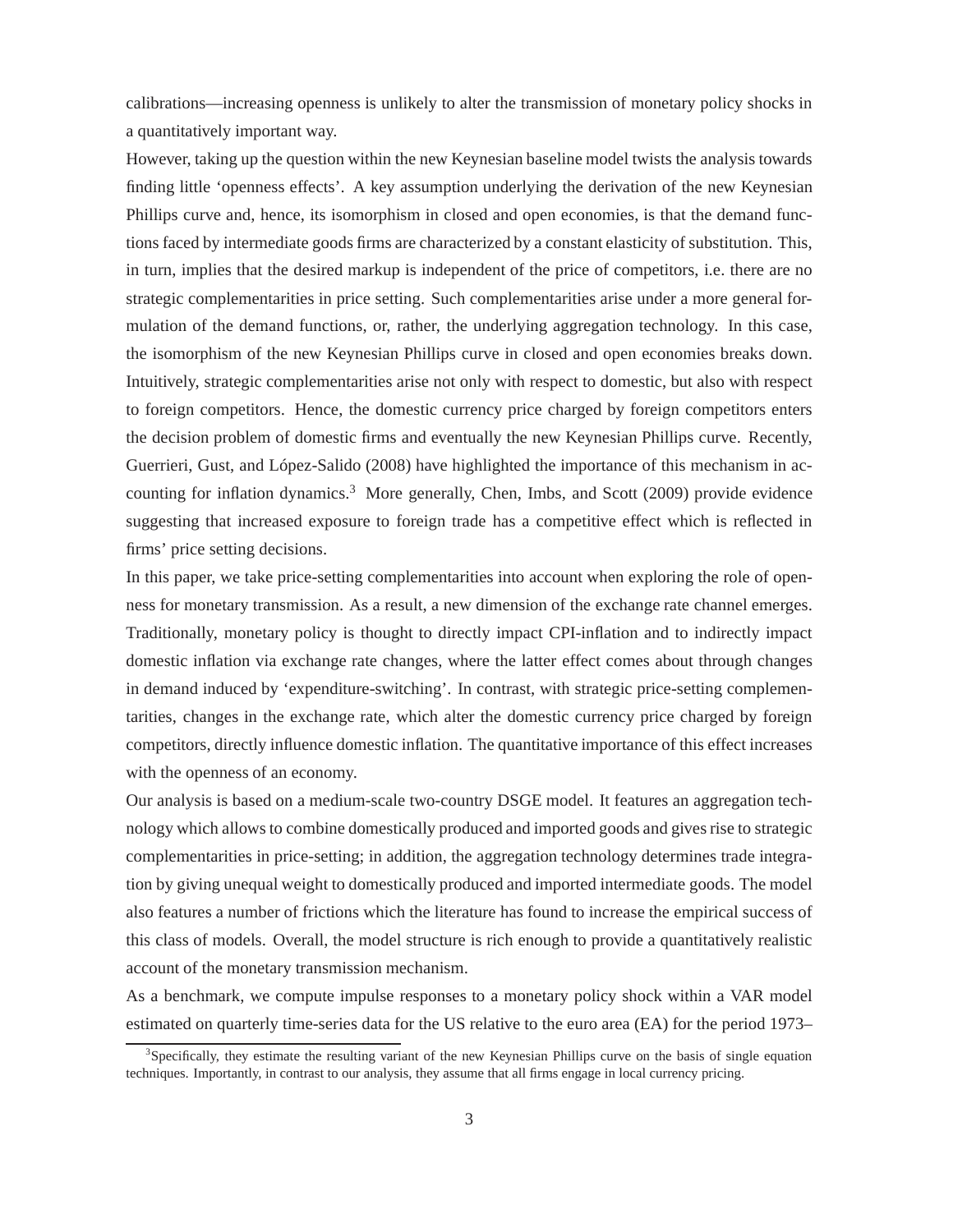calibrations—increasing openness is unlikely to alter the transmission of monetary policy shocks in a quantitatively important way.

However, taking up the question within the new Keynesian baseline model twists the analysis towards finding little 'openness effects'. A key assumption underlying the derivation of the new Keynesian Phillips curve and, hence, its isomorphism in closed and open economies, is that the demand functions faced by intermediate goods firms are characterized by a constant elasticity of substitution. This, in turn, implies that the desired markup is independent of the price of competitors, i.e. there are no strategic complementarities in price setting. Such complementarities arise under a more general formulation of the demand functions, or, rather, the underlying aggregation technology. In this case, the isomorphism of the new Keynesian Phillips curve in closed and open economies breaks down. Intuitively, strategic complementarities arise not only with respect to domestic, but also with respect to foreign competitors. Hence, the domestic currency price charged by foreign competitors enters the decision problem of domestic firms and eventually the new Keynesian Phillips curve. Recently, Guerrieri, Gust, and López-Salido (2008) have highlighted the importance of this mechanism in accounting for inflation dynamics.[3] More generally, Chen, Imbs, and Scott (2009) provide evidence suggesting that increased exposure to foreign trade has a competitive effect which is reflected in firms' price setting decisions.

In this paper, we take price-setting complementarities into account when exploring the role of openness for monetary transmission. As a result, a new dimension of the exchange rate channel emerges. Traditionally, monetary policy is thought to directly impact CPI-inflation and to indirectly impact domestic inflation via exchange rate changes, where the latter effect comes about through changes in demand induced by 'expenditure-switching'. In contrast, with strategic price-setting complementarities, changes in the exchange rate, which alter the domestic currency price charged by foreign competitors, directly influence domestic inflation. The quantitative importance of this effect increases with the openness of an economy.

Our analysis is based on a medium-scale two-country DSGE model. It features an aggregation technology which allows to combine domestically produced and imported goods and gives rise to strategic complementarities in price-setting; in addition, the aggregation technology determines trade integration by giving unequal weight to domestically produced and imported intermediate goods. The model also features a number of frictions which the literature has found to increase the empirical success of this class of models. Overall, the model structure is rich enough to provide a quantitatively realistic account of the monetary transmission mechanism.

As a benchmark, we compute impulse responses to a monetary policy shock within a VAR model estimated on quarterly time-series data for the US relative to the euro area (EA) for the period 1973–

[3] Specifically, they estimate the resulting variant of the new Keynesian Phillips curve on the basis of single equation techniques. Importantly, in contrast to our analysis, they assume that all firms engage in local currency pricing.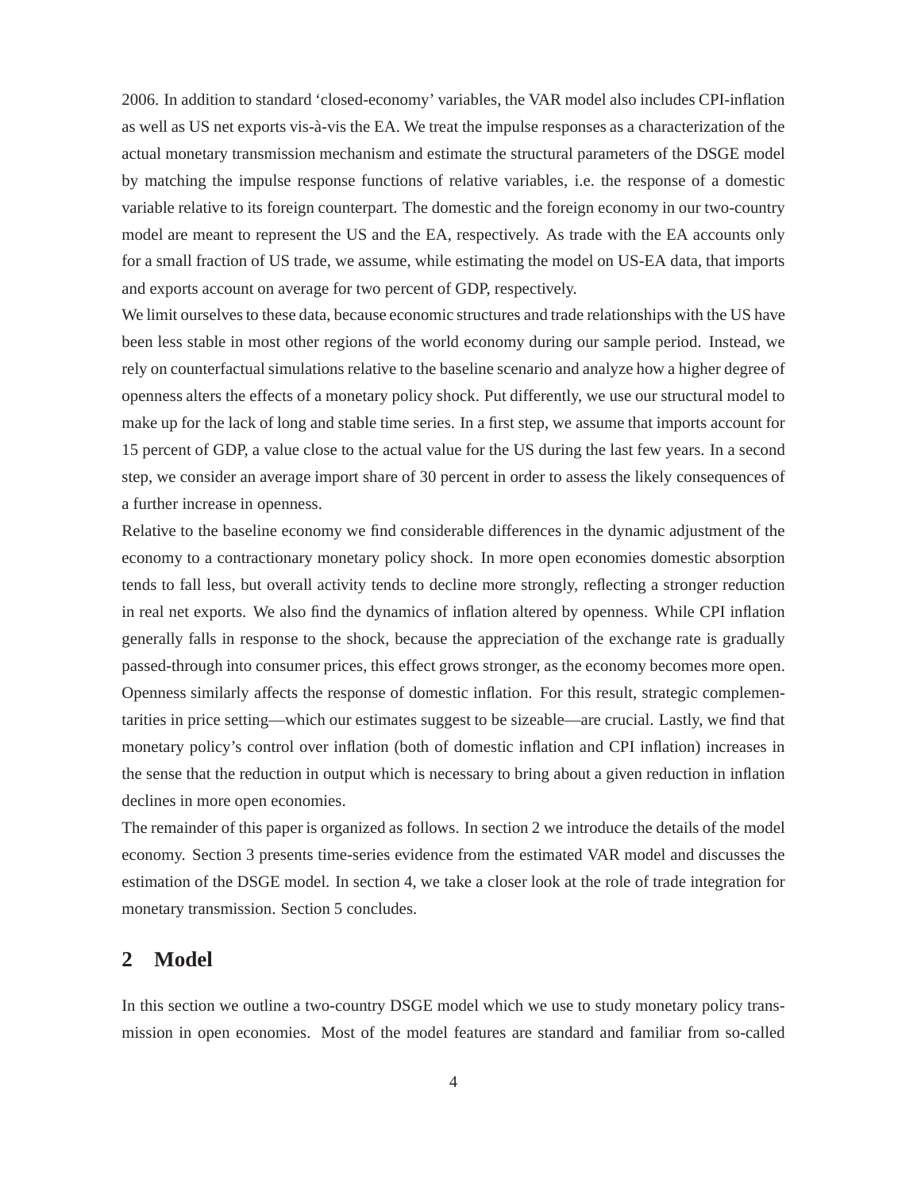2006. In addition to standard 'closed-economy' variables, the VAR model also includes CPI-inflation as well as US net exports vis-à-vis the EA. We treat the impulse responses as a characterization of the actual monetary transmission mechanism and estimate the structural parameters of the DSGE model by matching the impulse response functions of relative variables, i.e. the response of a domestic variable relative to its foreign counterpart. The domestic and the foreign economy in our two-country model are meant to represent the US and the EA, respectively. As trade with the EA accounts only for a small fraction of US trade, we assume, while estimating the model on US-EA data, that imports and exports account on average for two percent of GDP, respectively.

We limit ourselves to these data, because economic structures and trade relationships with the US have been less stable in most other regions of the world economy during our sample period. Instead, we rely on counterfactual simulations relative to the baseline scenario and analyze how a higher degree of openness alters the effects of a monetary policy shock. Put differently, we use our structural model to make up for the lack of long and stable time series. In a first step, we assume that imports account for 15 percent of GDP, a value close to the actual value for the US during the last few years. In a second step, we consider an average import share of 30 percent in order to assess the likely consequences of a further increase in openness.

Relative to the baseline economy we find considerable differences in the dynamic adjustment of the economy to a contractionary monetary policy shock. In more open economies domestic absorption tends to fall less, but overall activity tends to decline more strongly, reflecting a stronger reduction in real net exports. We also find the dynamics of inflation altered by openness. While CPI inflation generally falls in response to the shock, because the appreciation of the exchange rate is gradually passed-through into consumer prices, this effect grows stronger, as the economy becomes more open. Openness similarly affects the response of domestic inflation. For this result, strategic complementarities in price setting—which our estimates suggest to be sizeable—are crucial. Lastly, we find that monetary policy's control over inflation (both of domestic inflation and CPI inflation) increases in the sense that the reduction in output which is necessary to bring about a given reduction in inflation declines in more open economies.

The remainder of this paper is organized as follows. In section 2 we introduce the details of the model economy. Section 3 presents time-series evidence from the estimated VAR model and discusses the estimation of the DSGE model. In section 4, we take a closer look at the role of trade integration for monetary transmission. Section 5 concludes.

## 2 Model

In this section we outline a two-country DSGE model which we use to study monetary policy transmission in open economies. Most of the model features are standard and familiar from so-called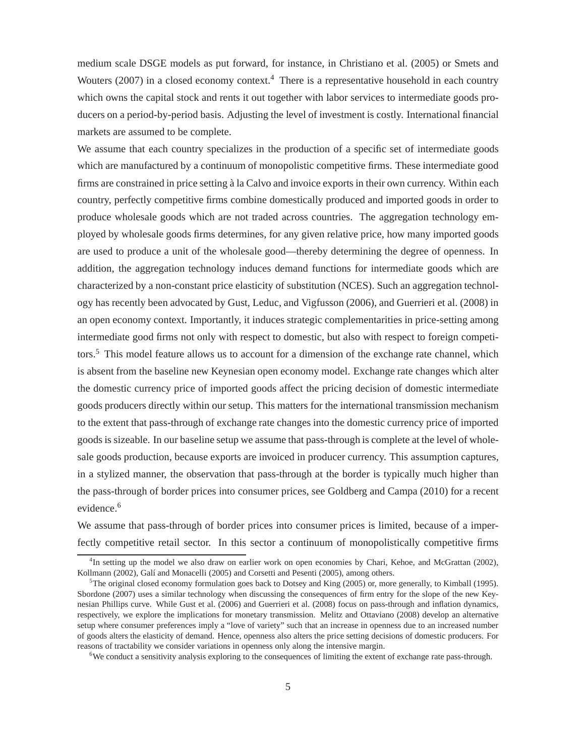medium scale DSGE models as put forward, for instance, in Christiano et al. (2005) or Smets and Wouters (2007) in a closed economy context.[4] There is a representative household in each country which owns the capital stock and rents it out together with labor services to intermediate goods producers on a period-by-period basis. Adjusting the level of investment is costly. International financial markets are assumed to be complete.

We assume that each country specializes in the production of a specific set of intermediate goods which are manufactured by a continuum of monopolistic competitive firms. These intermediate good firms are constrained in price setting à la Calvo and invoice exports in their own currency. Within each country, perfectly competitive firms combine domestically produced and imported goods in order to produce wholesale goods which are not traded across countries. The aggregation technology employed by wholesale goods firms determines, for any given relative price, how many imported goods are used to produce a unit of the wholesale good—thereby determining the degree of openness. In addition, the aggregation technology induces demand functions for intermediate goods which are characterized by a non-constant price elasticity of substitution (NCES). Such an aggregation technology has recently been advocated by Gust, Leduc, and Vigfusson (2006), and Guerrieri et al. (2008) in an open economy context. Importantly, it induces strategic complementarities in price-setting among intermediate good firms not only with respect to domestic, but also with respect to foreign competitors.[5] This model feature allows us to account for a dimension of the exchange rate channel, which is absent from the baseline new Keynesian open economy model. Exchange rate changes which alter the domestic currency price of imported goods affect the pricing decision of domestic intermediate goods producers directly within our setup. This matters for the international transmission mechanism to the extent that pass-through of exchange rate changes into the domestic currency price of imported goods is sizeable. In our baseline setup we assume that pass-through is complete at the level of wholesale goods production, because exports are invoiced in producer currency. This assumption captures, in a stylized manner, the observation that pass-through at the border is typically much higher than the pass-through of border prices into consumer prices, see Goldberg and Campa (2010) for a recent evidence.[6]

We assume that pass-through of border prices into consumer prices is limited, because of a imperfectly competitive retail sector. In this sector a continuum of monopolistically competitive firms

[4] In setting up the model we also draw on earlier work on open economies by Chari, Kehoe, and McGrattan (2002), Kollmann (2002), Galí and Monacelli (2005) and Corsetti and Pesenti (2005), among others.

[5] The original closed economy formulation goes back to Dotsey and King (2005) or, more generally, to Kimball (1995). Sbordone (2007) uses a similar technology when discussing the consequences of firm entry for the slope of the new Keynesian Phillips curve. While Gust et al. (2006) and Guerrieri et al. (2008) focus on pass-through and inflation dynamics, respectively, we explore the implications for monetary transmission. Melitz and Ottaviano (2008) develop an alternative setup where consumer preferences imply a "love of variety" such that an increase in openness due to an increased number of goods alters the elasticity of demand. Hence, openness also alters the price setting decisions of domestic producers. For reasons of tractability we consider variations in openness only along the intensive margin.

[6] We conduct a sensitivity analysis exploring to the consequences of limiting the extent of exchange rate pass-through.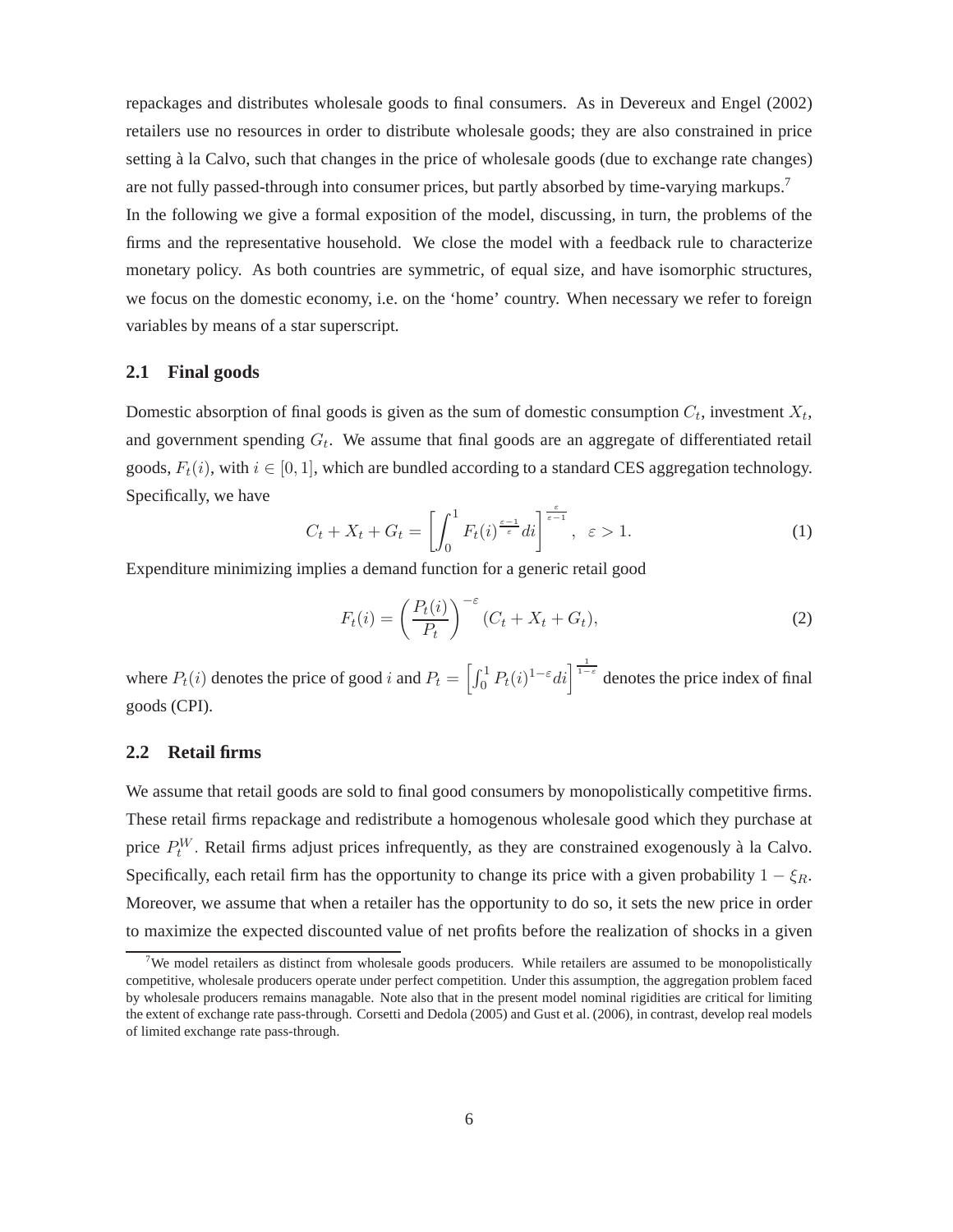repackages and distributes wholesale goods to final consumers. As in Devereux and Engel (2002) retailers use no resources in order to distribute wholesale goods; they are also constrained in price setting à la Calvo, such that changes in the price of wholesale goods (due to exchange rate changes) are not fully passed-through into consumer prices, but partly absorbed by time-varying markups.[7]

In the following we give a formal exposition of the model, discussing, in turn, the problems of the firms and the representative household. We close the model with a feedback rule to characterize monetary policy. As both countries are symmetric, of equal size, and have isomorphic structures, we focus on the domestic economy, i.e. on the 'home' country. When necessary we refer to foreign variables by means of a star superscript.

## 2.1 Final goods

Domestic absorption of final goods is given as the sum of domestic consumption $C_t$, investment $X_t$, and government spending $G_t$. We assume that final goods are an aggregate of differentiated retail goods, $F_t(i)$, with $i \in [0, 1]$, which are bundled according to a standard CES aggregation technology. Specifically, we have

$$C_t + X_t + G_t = \left[ \int_0^1 F_t(i)^{\frac{\varepsilon-1}{\varepsilon}} di \right]^{\frac{\varepsilon}{\varepsilon-1}}, \ \ \varepsilon > 1. \tag{1}$$

Expenditure minimizing implies a demand function for a generic retail good

$$F_t(i) = \left( \frac{P_t(i)}{P_t} \right)^{-\varepsilon} (C_t + X_t + G_t), \tag{2}$$

where $P_t(i)$ denotes the price of good $i$ and $P_t = \left[ \int_0^1 P_t(i)^{1-\varepsilon} di \right]^{\frac{1}{1-\varepsilon}}$ denotes the price index of final goods (CPI).

## 2.2 Retail firms

We assume that retail goods are sold to final good consumers by monopolistically competitive firms. These retail firms repackage and redistribute a homogenous wholesale good which they purchase at price $P_t^W$. Retail firms adjust prices infrequently, as they are constrained exogenously à la Calvo. Specifically, each retail firm has the opportunity to change its price with a given probability $1 - \xi_R$. Moreover, we assume that when a retailer has the opportunity to do so, it sets the new price in order to maximize the expected discounted value of net profits before the realization of shocks in a given

[7] We model retailers as distinct from wholesale goods producers. While retailers are assumed to be monopolistically competitive, wholesale producers operate under perfect competition. Under this assumption, the aggregation problem faced by wholesale producers remains managable. Note also that in the present model nominal rigidities are critical for limiting the extent of exchange rate pass-through. Corsetti and Dedola (2005) and Gust et al. (2006), in contrast, develop real models of limited exchange rate pass-through.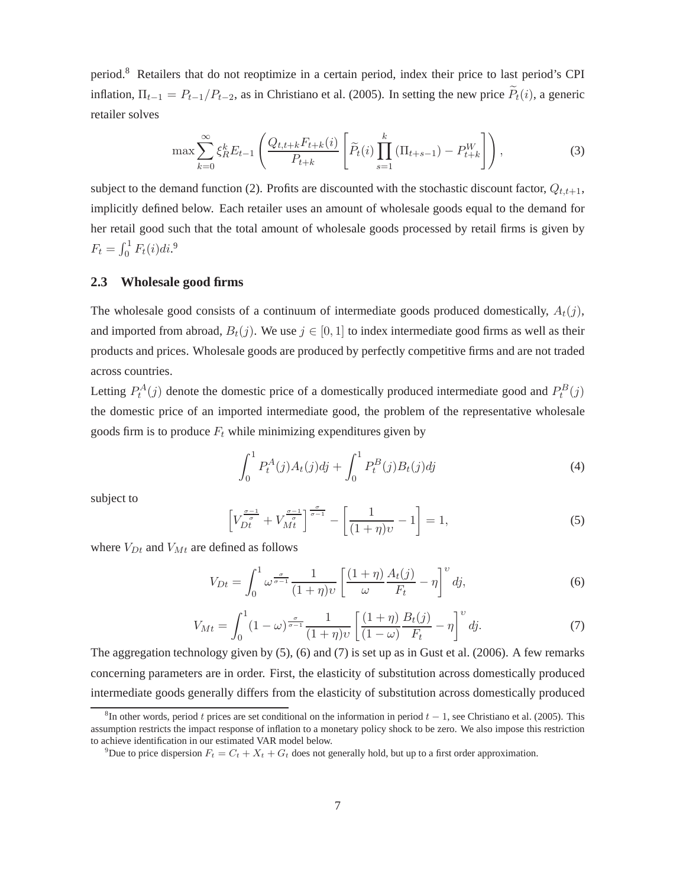period.[8] Retailers that do not reoptimize in a certain period, index their price to last period's CPI inflation, $\Pi_{t-1} = P_{t-1}/P_{t-2}$, as in Christiano et al. (2005). In setting the new price $\widetilde{P}_t(i)$, a generic retailer solves

$$\max \sum_{k=0}^{\infty} \xi_R^k E_{t-1} \left( \frac{Q_{t,t+k} F_{t+k}(i)}{P_{t+k}} \left[ \widetilde{P}_t(i) \prod_{s=1}^{k} (\Pi_{t+s-1}) - P_{t+k}^W \right] \right), \tag{3}$$

subject to the demand function (2). Profits are discounted with the stochastic discount factor, $Q_{t,t+1}$, implicitly defined below. Each retailer uses an amount of wholesale goods equal to the demand for her retail good such that the total amount of wholesale goods processed by retail firms is given by $F_t = \int_0^1 F_t(i)di$.[9]

### 2.3 Wholesale good firms

The wholesale good consists of a continuum of intermediate goods produced domestically, $A_t(j)$, and imported from abroad, $B_t(j)$. We use $j \in [0,1]$ to index intermediate good firms as well as their products and prices. Wholesale goods are produced by perfectly competitive firms and are not traded across countries.

Letting $P_t^A(j)$ denote the domestic price of a domestically produced intermediate good and $P_t^B(j)$ the domestic price of an imported intermediate good, the problem of the representative wholesale goods firm is to produce $F_t$ while minimizing expenditures given by

$$\int_0^1 P_t^A(j)A_t(j)dj + \int_0^1 P_t^B(j)B_t(j)dj \tag{4}$$

subject to

$$\left[ V_{Dt}^{\frac{\sigma-1}{\sigma}} + V_{Mt}^{\frac{\sigma-1}{\sigma}} \right]^{\frac{\sigma}{\sigma-1}} - \left[ \frac{1}{(1+\eta)\upsilon} - 1 \right] = 1, \tag{5}$$

where $V_{Dt}$ and $V_{Mt}$ are defined as follows

$$V_{Dt} = \int_0^1 \omega^{\frac{\sigma}{\sigma-1}} \frac{1}{(1+\eta)\upsilon} \left[ \frac{(1+\eta)}{\omega} \frac{A_t(j)}{F_t} - \eta \right]^{\upsilon} dj, \tag{6}$$

$$V_{Mt} = \int_0^1 (1-\omega)^{\frac{\sigma}{\sigma-1}} \frac{1}{(1+\eta)\upsilon} \left[ \frac{(1+\eta)}{(1-\omega)} \frac{B_t(j)}{F_t} - \eta \right]^{\upsilon} dj. \tag{7}$$

The aggregation technology given by (5), (6) and (7) is set up as in Gust et al. (2006). A few remarks concerning parameters are in order. First, the elasticity of substitution across domestically produced intermediate goods generally differs from the elasticity of substitution across domestically produced

[8] In other words, period $t$ prices are set conditional on the information in period $t-1$, see Christiano et al. (2005). This assumption restricts the impact response of inflation to a monetary policy shock to be zero. We also impose this restriction to achieve identification in our estimated VAR model below.

[9] Due to price dispersion $F_t = C_t + X_t + G_t$ does not generally hold, but up to a first order approximation.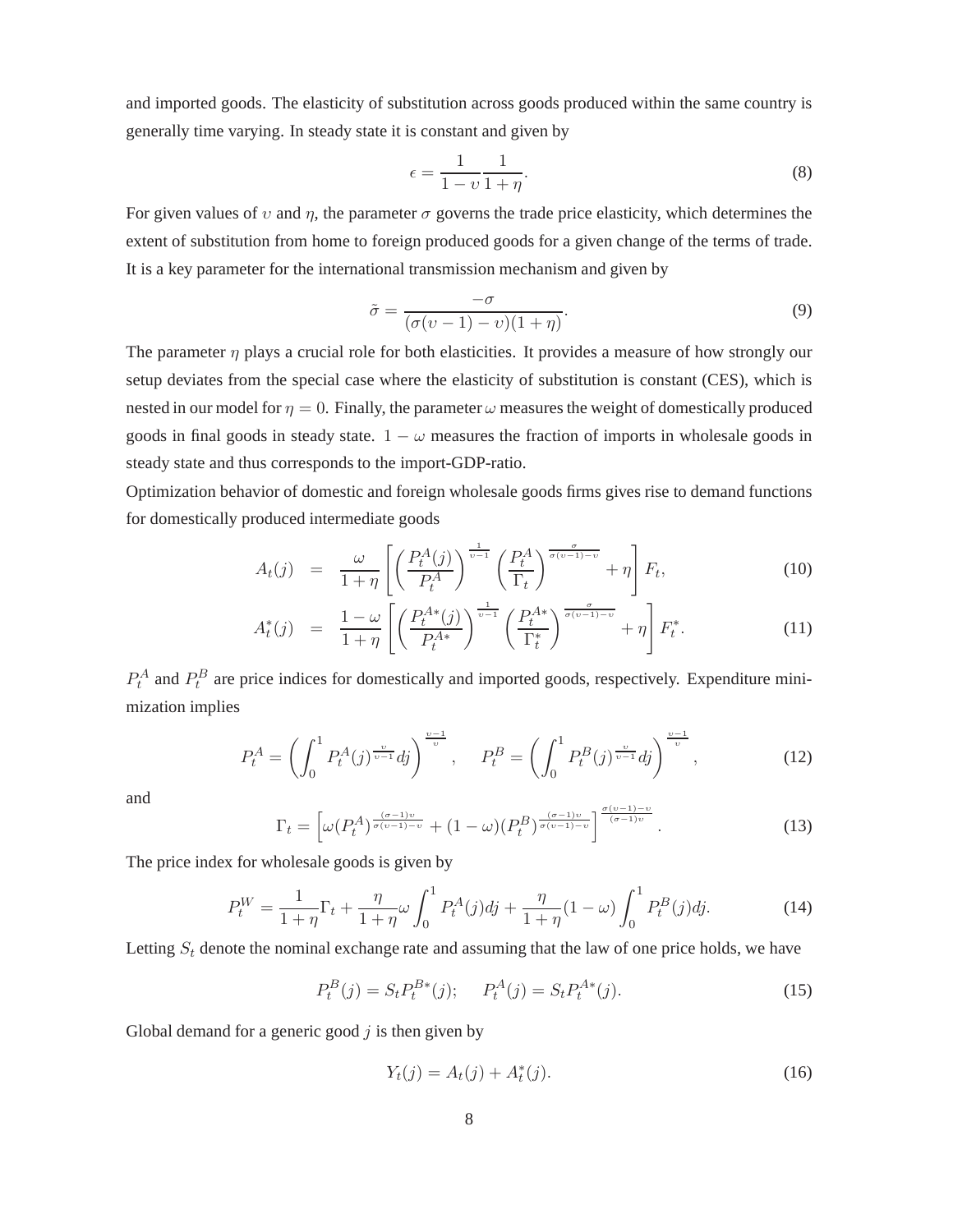and imported goods. The elasticity of substitution across goods produced within the same country is generally time varying. In steady state it is constant and given by

$$\epsilon = \frac{1}{1-\upsilon}\frac{1}{1+\eta}. \tag{8}$$

For given values of $\upsilon$ and $\eta$, the parameter $\sigma$ governs the trade price elasticity, which determines the extent of substitution from home to foreign produced goods for a given change of the terms of trade. It is a key parameter for the international transmission mechanism and given by

$$\tilde{\sigma} = \frac{-\sigma}{(\sigma(\upsilon-1)-\upsilon)(1+\eta)}. \tag{9}$$

The parameter $\eta$ plays a crucial role for both elasticities. It provides a measure of how strongly our setup deviates from the special case where the elasticity of substitution is constant (CES), which is nested in our model for $\eta = 0$. Finally, the parameter $\omega$ measures the weight of domestically produced goods in final goods in steady state. $1-\omega$ measures the fraction of imports in wholesale goods in steady state and thus corresponds to the import-GDP-ratio.

Optimization behavior of domestic and foreign wholesale goods firms gives rise to demand functions for domestically produced intermediate goods

$$A_t(j) = \frac{\omega}{1+\eta}\left[\left(\frac{P_t^A(j)}{P_t^A}\right)^{\frac{1}{\upsilon-1}}\left(\frac{P_t^A}{\Gamma_t}\right)^{\frac{\sigma}{\sigma(\upsilon-1)-\upsilon}} + \eta\right]F_t, \tag{10}$$

$$A_t^*(j) = \frac{1-\omega}{1+\eta}\left[\left(\frac{P_t^{A*}(j)}{P_t^{A*}}\right)^{\frac{1}{\upsilon-1}}\left(\frac{P_t^{A*}}{\Gamma_t^*}\right)^{\frac{\sigma}{\sigma(\upsilon-1)-\upsilon}} + \eta\right]F_t^*. \tag{11}$$

$P_t^A$ and $P_t^B$ are price indices for domestically and imported goods, respectively. Expenditure minimization implies

$$P_t^A = \left(\int_0^1 P_t^A(j)^{\frac{\upsilon}{\upsilon-1}}dj\right)^{\frac{\upsilon-1}{\upsilon}}, \quad P_t^B = \left(\int_0^1 P_t^B(j)^{\frac{\upsilon}{\upsilon-1}}dj\right)^{\frac{\upsilon-1}{\upsilon}}, \tag{12}$$

and

$$\Gamma_t = \left[\omega(P_t^A)^{\frac{(\sigma-1)\upsilon}{\sigma(\upsilon-1)-\upsilon}} + (1-\omega)(P_t^B)^{\frac{(\sigma-1)\upsilon}{\sigma(\upsilon-1)-\upsilon}}\right]^{\frac{\sigma(\upsilon-1)-\upsilon}{(\sigma-1)\upsilon}}. \tag{13}$$

The price index for wholesale goods is given by

$$P_t^W = \frac{1}{1+\eta}\Gamma_t + \frac{\eta}{1+\eta}\omega\int_0^1 P_t^A(j)dj + \frac{\eta}{1+\eta}(1-\omega)\int_0^1 P_t^B(j)dj. \tag{14}$$

Letting $S_t$ denote the nominal exchange rate and assuming that the law of one price holds, we have

$$P_t^B(j) = S_t P_t^{B*}(j); \quad P_t^A(j) = S_t P_t^{A*}(j). \tag{15}$$

Global demand for a generic good $j$ is then given by

$$Y_t(j) = A_t(j) + A_t^*(j). \tag{16}$$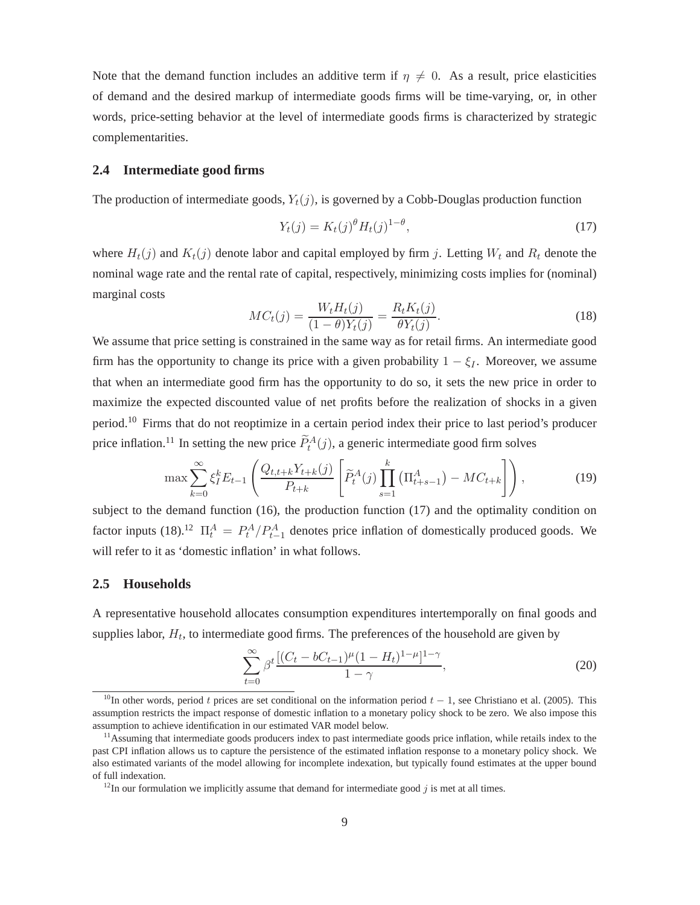Note that the demand function includes an additive term if $\eta \neq 0$. As a result, price elasticities of demand and the desired markup of intermediate goods firms will be time-varying, or, in other words, price-setting behavior at the level of intermediate goods firms is characterized by strategic complementarities.

## 2.4 Intermediate good firms

The production of intermediate goods, $Y_t(j)$, is governed by a Cobb-Douglas production function

$$Y_t(j) = K_t(j)^{\theta} H_t(j)^{1-\theta}, \tag{17}$$

where $H_t(j)$ and $K_t(j)$ denote labor and capital employed by firm $j$. Letting $W_t$ and $R_t$ denote the nominal wage rate and the rental rate of capital, respectively, minimizing costs implies for (nominal) marginal costs

$$MC_t(j) = \frac{W_t H_t(j)}{(1-\theta)Y_t(j)} = \frac{R_t K_t(j)}{\theta Y_t(j)}. \tag{18}$$

We assume that price setting is constrained in the same way as for retail firms. An intermediate good firm has the opportunity to change its price with a given probability $1 - \xi_I$. Moreover, we assume that when an intermediate good firm has the opportunity to do so, it sets the new price in order to maximize the expected discounted value of net profits before the realization of shocks in a given period.[10] Firms that do not reoptimize in a certain period index their price to last period's producer price inflation.[11] In setting the new price $\widetilde{P}_t^A(j)$, a generic intermediate good firm solves

$$\max \sum_{k=0}^{\infty} \xi_I^k E_{t-1} \left( \frac{Q_{t,t+k} Y_{t+k}(j)}{P_{t+k}} \left[ \widetilde{P}_t^A(j) \prod_{s=1}^{k} \left( \Pi_{t+s-1}^A \right) - MC_{t+k} \right] \right), \tag{19}$$

subject to the demand function (16), the production function (17) and the optimality condition on factor inputs (18).[12] $\Pi_t^A = P_t^A / P_{t-1}^A$ denotes price inflation of domestically produced goods. We will refer to it as 'domestic inflation' in what follows.

## 2.5 Households

A representative household allocates consumption expenditures intertemporally on final goods and supplies labor, $H_t$, to intermediate good firms. The preferences of the household are given by

$$\sum_{t=0}^{\infty} \beta^t \frac{[(C_t - bC_{t-1})^{\mu}(1-H_t)^{1-\mu}]^{1-\gamma}}{1-\gamma}, \tag{20}$$

[10] In other words, period $t$ prices are set conditional on the information period $t-1$, see Christiano et al. (2005). This assumption restricts the impact response of domestic inflation to a monetary policy shock to be zero. We also impose this assumption to achieve identification in our estimated VAR model below.

[11] Assuming that intermediate goods producers index to past intermediate goods price inflation, while retails index to the past CPI inflation allows us to capture the persistence of the estimated inflation response to a monetary policy shock. We also estimated variants of the model allowing for incomplete indexation, but typically found estimates at the upper bound of full indexation.

[12] In our formulation we implicitly assume that demand for intermediate good $j$ is met at all times.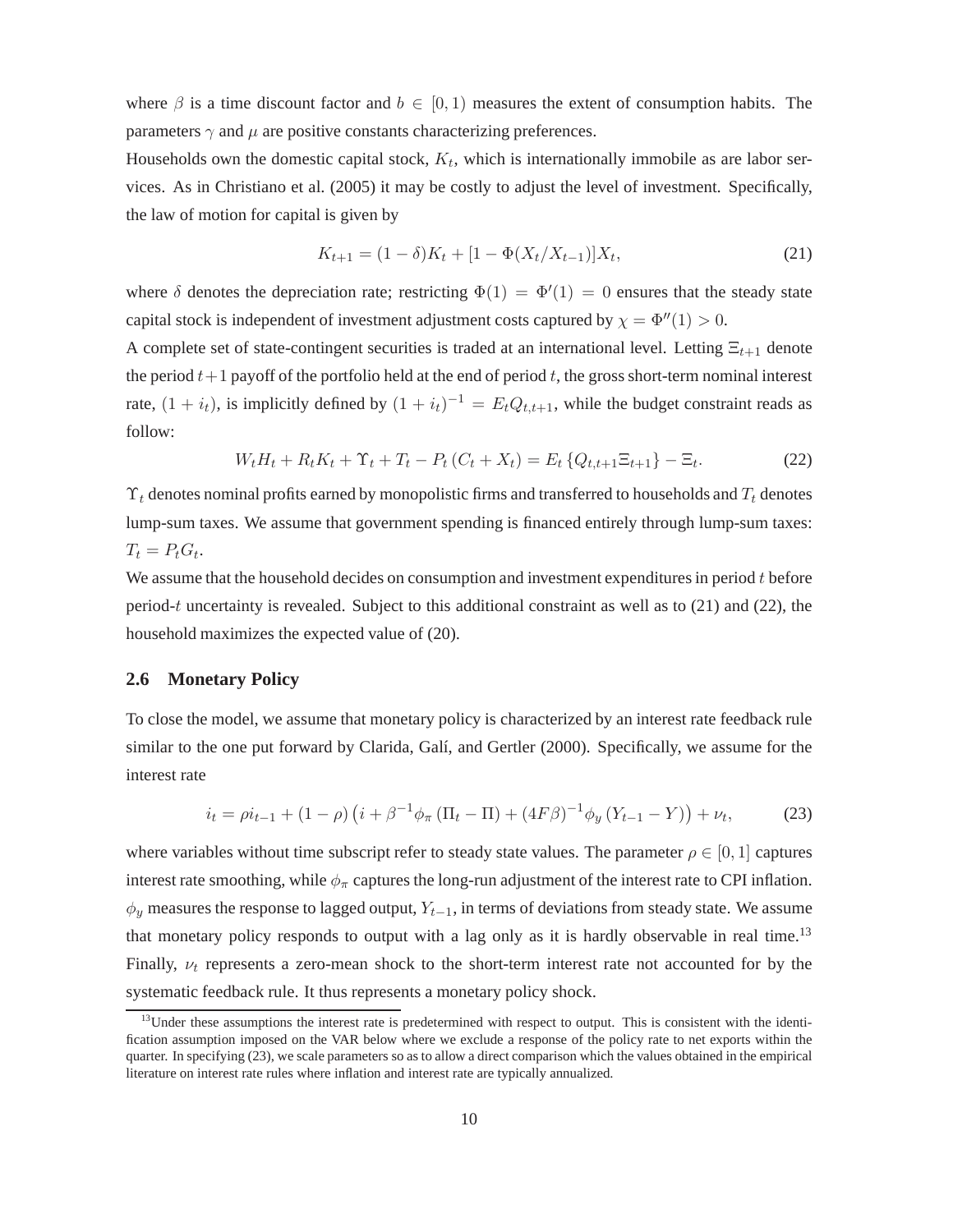where $\beta$ is a time discount factor and $b \in [0, 1)$ measures the extent of consumption habits. The parameters $\gamma$ and $\mu$ are positive constants characterizing preferences.

Households own the domestic capital stock, $K_t$, which is internationally immobile as are labor services. As in Christiano et al. (2005) it may be costly to adjust the level of investment. Specifically, the law of motion for capital is given by

$$K_{t+1} = (1-\delta)K_t + [1 - \Phi(X_t/X_{t-1})]X_t, \tag{21}$$

where $\delta$ denotes the depreciation rate; restricting $\Phi(1) = \Phi'(1) = 0$ ensures that the steady state capital stock is independent of investment adjustment costs captured by $\chi = \Phi''(1) > 0$.

A complete set of state-contingent securities is traded at an international level. Letting $\Xi_{t+1}$ denote the period $t+1$ payoff of the portfolio held at the end of period $t$, the gross short-term nominal interest rate, $(1 + i_t)$, is implicitly defined by $(1 + i_t)^{-1} = E_t Q_{t,t+1}$, while the budget constraint reads as follow:

$$W_t H_t + R_t K_t + \Upsilon_t + T_t - P_t (C_t + X_t) = E_t \{Q_{t,t+1}\Xi_{t+1}\} - \Xi_t. \tag{22}$$

$\Upsilon_t$ denotes nominal profits earned by monopolistic firms and transferred to households and $T_t$ denotes lump-sum taxes. We assume that government spending is financed entirely through lump-sum taxes: $T_t = P_t G_t$.

We assume that the household decides on consumption and investment expenditures in period $t$ before period-$t$ uncertainty is revealed. Subject to this additional constraint as well as to (21) and (22), the household maximizes the expected value of (20).

## 2.6 Monetary Policy

To close the model, we assume that monetary policy is characterized by an interest rate feedback rule similar to the one put forward by Clarida, Galí, and Gertler (2000). Specifically, we assume for the interest rate

$$i_t = \rho i_{t-1} + (1-\rho)\left(i + \beta^{-1}\phi_\pi (\Pi_t - \Pi) + (4F\beta)^{-1}\phi_y (Y_{t-1} - Y)\right) + \nu_t, \tag{23}$$

where variables without time subscript refer to steady state values. The parameter $\rho \in [0, 1]$ captures interest rate smoothing, while $\phi_\pi$ captures the long-run adjustment of the interest rate to CPI inflation. $\phi_y$ measures the response to lagged output, $Y_{t-1}$, in terms of deviations from steady state. We assume that monetary policy responds to output with a lag only as it is hardly observable in real time.[13] Finally, $\nu_t$ represents a zero-mean shock to the short-term interest rate not accounted for by the systematic feedback rule. It thus represents a monetary policy shock.

[13] Under these assumptions the interest rate is predetermined with respect to output. This is consistent with the identification assumption imposed on the VAR below where we exclude a response of the policy rate to net exports within the quarter. In specifying (23), we scale parameters so as to allow a direct comparison which the values obtained in the empirical literature on interest rate rules where inflation and interest rate are typically annualized.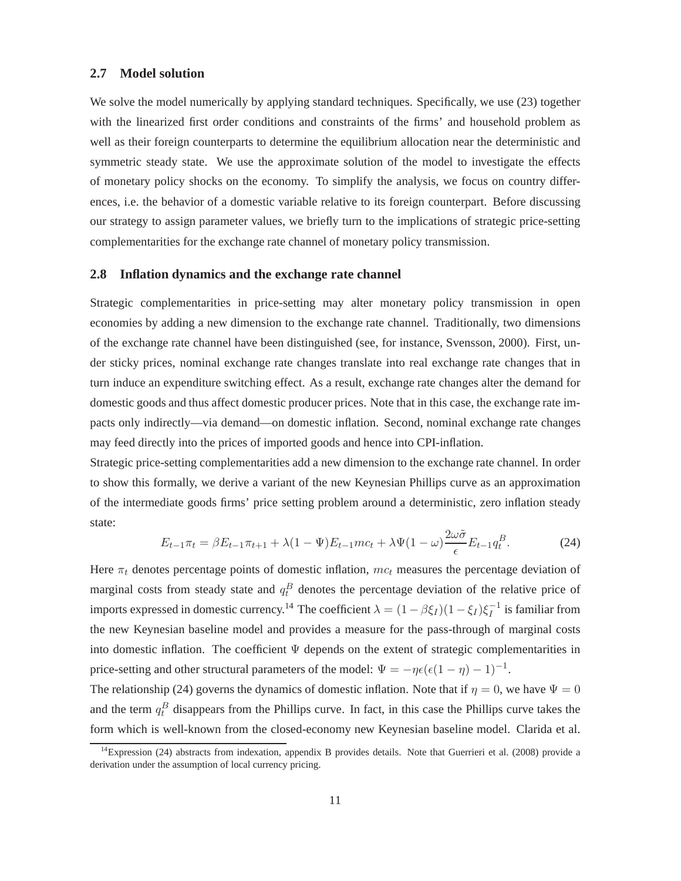### 2.7 Model solution

We solve the model numerically by applying standard techniques. Specifically, we use (23) together with the linearized first order conditions and constraints of the firms' and household problem as well as their foreign counterparts to determine the equilibrium allocation near the deterministic and symmetric steady state. We use the approximate solution of the model to investigate the effects of monetary policy shocks on the economy. To simplify the analysis, we focus on country differences, i.e. the behavior of a domestic variable relative to its foreign counterpart. Before discussing our strategy to assign parameter values, we briefly turn to the implications of strategic price-setting complementarities for the exchange rate channel of monetary policy transmission.

### 2.8 Inflation dynamics and the exchange rate channel

Strategic complementarities in price-setting may alter monetary policy transmission in open economies by adding a new dimension to the exchange rate channel. Traditionally, two dimensions of the exchange rate channel have been distinguished (see, for instance, Svensson, 2000). First, under sticky prices, nominal exchange rate changes translate into real exchange rate changes that in turn induce an expenditure switching effect. As a result, exchange rate changes alter the demand for domestic goods and thus affect domestic producer prices. Note that in this case, the exchange rate impacts only indirectly—via demand—on domestic inflation. Second, nominal exchange rate changes may feed directly into the prices of imported goods and hence into CPI-inflation.

Strategic price-setting complementarities add a new dimension to the exchange rate channel. In order to show this formally, we derive a variant of the new Keynesian Phillips curve as an approximation of the intermediate goods firms' price setting problem around a deterministic, zero inflation steady state:

$$E_{t-1}\pi_t = \beta E_{t-1}\pi_{t+1} + \lambda(1-\Psi)E_{t-1}mc_t + \lambda\Psi(1-\omega)\frac{2\omega\tilde{\sigma}}{\epsilon}E_{t-1}q_t^B. \tag{24}$$

Here $\pi_t$ denotes percentage points of domestic inflation, $mc_t$ measures the percentage deviation of marginal costs from steady state and $q_t^B$ denotes the percentage deviation of the relative price of imports expressed in domestic currency.[14] The coefficient $\lambda = (1-\beta\xi_I)(1-\xi_I)\xi_I^{-1}$ is familiar from the new Keynesian baseline model and provides a measure for the pass-through of marginal costs into domestic inflation. The coefficient $\Psi$ depends on the extent of strategic complementarities in price-setting and other structural parameters of the model: $\Psi = -\eta\epsilon(\epsilon(1-\eta)-1)^{-1}$.

The relationship (24) governs the dynamics of domestic inflation. Note that if $\eta = 0$, we have $\Psi = 0$ and the term $q_t^B$ disappears from the Phillips curve. In fact, in this case the Phillips curve takes the form which is well-known from the closed-economy new Keynesian baseline model. Clarida et al.

[14]Expression (24) abstracts from indexation, appendix B provides details. Note that Guerrieri et al. (2008) provide a derivation under the assumption of local currency pricing.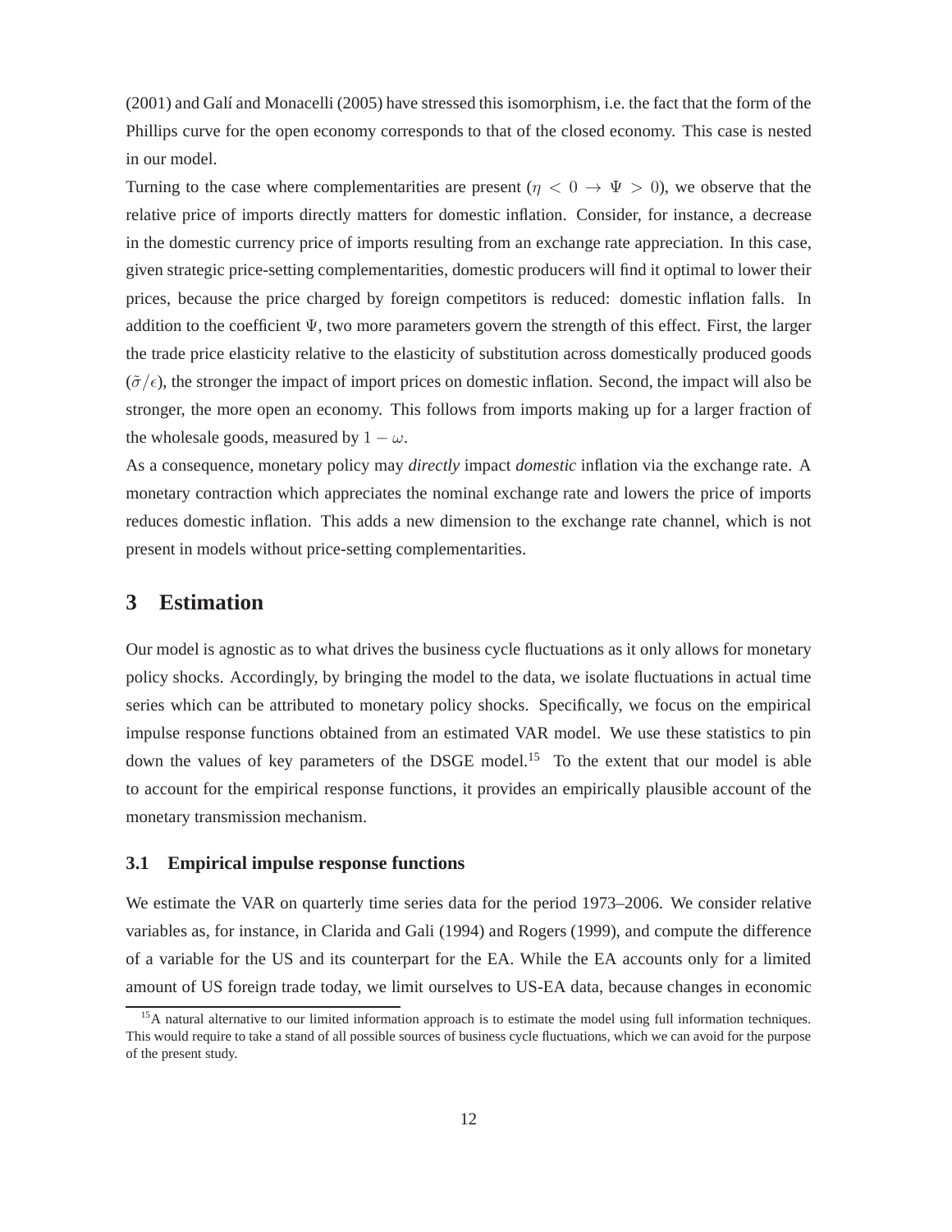(2001) and Galí and Monacelli (2005) have stressed this isomorphism, i.e. the fact that the form of the Phillips curve for the open economy corresponds to that of the closed economy. This case is nested in our model.

Turning to the case where complementarities are present ($\eta < 0 \rightarrow \Psi > 0$), we observe that the relative price of imports directly matters for domestic inflation. Consider, for instance, a decrease in the domestic currency price of imports resulting from an exchange rate appreciation. In this case, given strategic price-setting complementarities, domestic producers will find it optimal to lower their prices, because the price charged by foreign competitors is reduced: domestic inflation falls. In addition to the coefficient $\Psi$, two more parameters govern the strength of this effect. First, the larger the trade price elasticity relative to the elasticity of substitution across domestically produced goods ($\tilde{\sigma}/\epsilon$), the stronger the impact of import prices on domestic inflation. Second, the impact will also be stronger, the more open an economy. This follows from imports making up for a larger fraction of the wholesale goods, measured by $1 - \omega$.

As a consequence, monetary policy may *directly* impact *domestic* inflation via the exchange rate. A monetary contraction which appreciates the nominal exchange rate and lowers the price of imports reduces domestic inflation. This adds a new dimension to the exchange rate channel, which is not present in models without price-setting complementarities.

# 3 Estimation

Our model is agnostic as to what drives the business cycle fluctuations as it only allows for monetary policy shocks. Accordingly, by bringing the model to the data, we isolate fluctuations in actual time series which can be attributed to monetary policy shocks. Specifically, we focus on the empirical impulse response functions obtained from an estimated VAR model. We use these statistics to pin down the values of key parameters of the DSGE model.[15] To the extent that our model is able to account for the empirical response functions, it provides an empirically plausible account of the monetary transmission mechanism.

## 3.1 Empirical impulse response functions

We estimate the VAR on quarterly time series data for the period 1973–2006. We consider relative variables as, for instance, in Clarida and Gali (1994) and Rogers (1999), and compute the difference of a variable for the US and its counterpart for the EA. While the EA accounts only for a limited amount of US foreign trade today, we limit ourselves to US-EA data, because changes in economic

[15] A natural alternative to our limited information approach is to estimate the model using full information techniques. This would require to take a stand of all possible sources of business cycle fluctuations, which we can avoid for the purpose of the present study.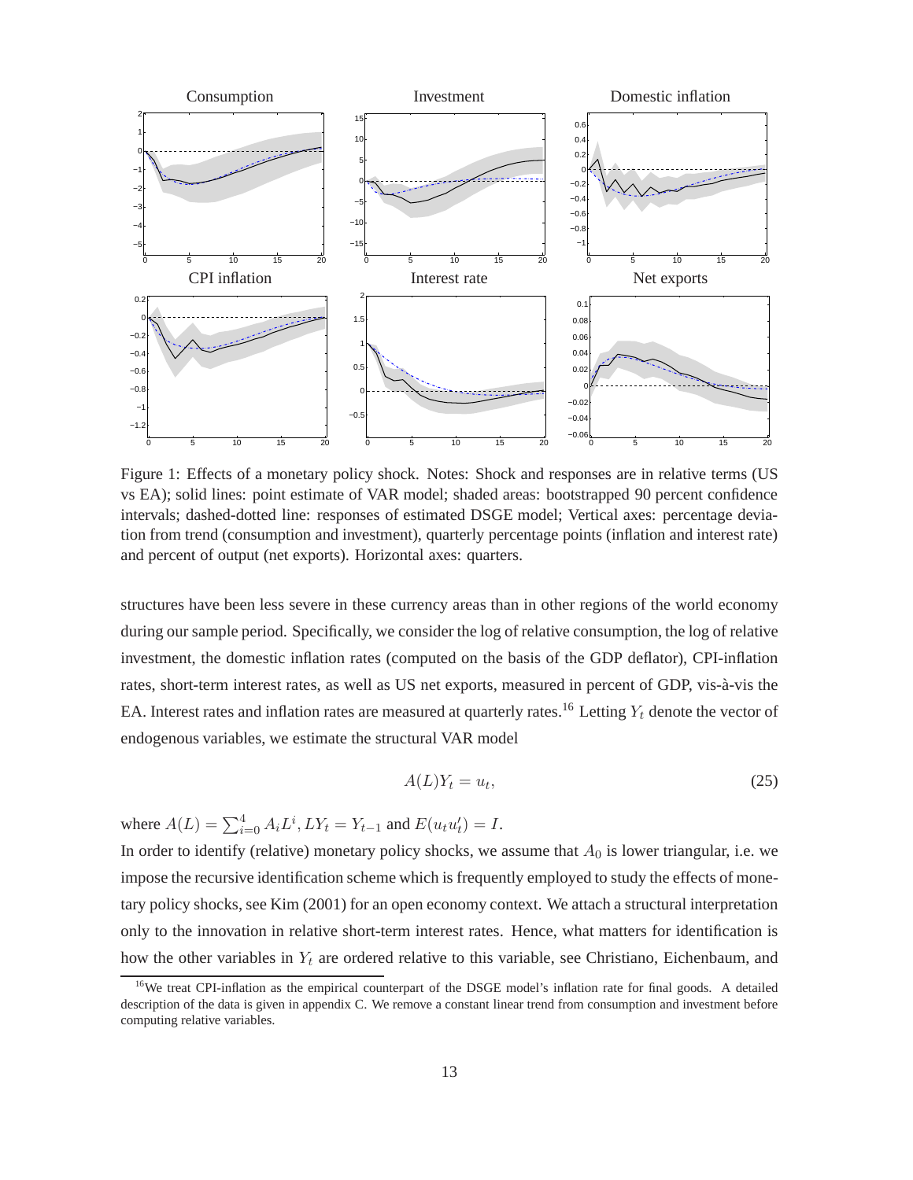Figure 1: Effects of a monetary policy shock. Notes: Shock and responses are in relative terms (US vs EA); solid lines: point estimate of VAR model; shaded areas: bootstrapped 90 percent confidence intervals; dashed-dotted line: responses of estimated DSGE model; Vertical axes: percentage deviation from trend (consumption and investment), quarterly percentage points (inflation and interest rate) and percent of output (net exports). Horizontal axes: quarters.

structures have been less severe in these currency areas than in other regions of the world economy during our sample period. Specifically, we consider the log of relative consumption, the log of relative investment, the domestic inflation rates (computed on the basis of the GDP deflator), CPI-inflation rates, short-term interest rates, as well as US net exports, measured in percent of GDP, vis-à-vis the EA. Interest rates and inflation rates are measured at quarterly rates.[16] Letting $Y_t$ denote the vector of endogenous variables, we estimate the structural VAR model

$$A(L)Y_t = u_t, \tag{25}$$

where $A(L) = \sum_{i=0}^{4} A_i L^i, LY_t = Y_{t-1}$ and $E(u_t u_t') = I$.

In order to identify (relative) monetary policy shocks, we assume that $A_0$ is lower triangular, i.e. we impose the recursive identification scheme which is frequently employed to study the effects of monetary policy shocks, see Kim (2001) for an open economy context. We attach a structural interpretation only to the innovation in relative short-term interest rates. Hence, what matters for identification is how the other variables in $Y_t$ are ordered relative to this variable, see Christiano, Eichenbaum, and

[16] We treat CPI-inflation as the empirical counterpart of the DSGE model's inflation rate for final goods. A detailed description of the data is given in appendix C. We remove a constant linear trend from consumption and investment before computing relative variables.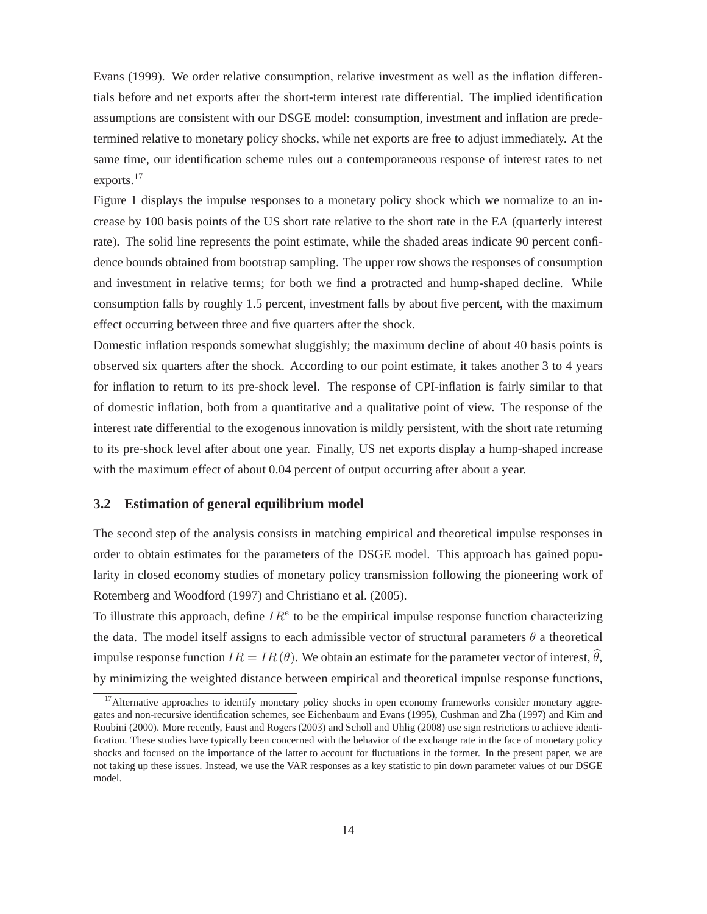Evans (1999). We order relative consumption, relative investment as well as the inflation differentials before and net exports after the short-term interest rate differential. The implied identification assumptions are consistent with our DSGE model: consumption, investment and inflation are predetermined relative to monetary policy shocks, while net exports are free to adjust immediately. At the same time, our identification scheme rules out a contemporaneous response of interest rates to net exports.[17]

Figure 1 displays the impulse responses to a monetary policy shock which we normalize to an increase by 100 basis points of the US short rate relative to the short rate in the EA (quarterly interest rate). The solid line represents the point estimate, while the shaded areas indicate 90 percent confidence bounds obtained from bootstrap sampling. The upper row shows the responses of consumption and investment in relative terms; for both we find a protracted and hump-shaped decline. While consumption falls by roughly 1.5 percent, investment falls by about five percent, with the maximum effect occurring between three and five quarters after the shock.

Domestic inflation responds somewhat sluggishly; the maximum decline of about 40 basis points is observed six quarters after the shock. According to our point estimate, it takes another 3 to 4 years for inflation to return to its pre-shock level. The response of CPI-inflation is fairly similar to that of domestic inflation, both from a quantitative and a qualitative point of view. The response of the interest rate differential to the exogenous innovation is mildly persistent, with the short rate returning to its pre-shock level after about one year. Finally, US net exports display a hump-shaped increase with the maximum effect of about 0.04 percent of output occurring after about a year.

### 3.2 Estimation of general equilibrium model

The second step of the analysis consists in matching empirical and theoretical impulse responses in order to obtain estimates for the parameters of the DSGE model. This approach has gained popularity in closed economy studies of monetary policy transmission following the pioneering work of Rotemberg and Woodford (1997) and Christiano et al. (2005).

To illustrate this approach, define $IR^e$ to be the empirical impulse response function characterizing the data. The model itself assigns to each admissible vector of structural parameters $\theta$ a theoretical impulse response function $IR = IR(\theta)$. We obtain an estimate for the parameter vector of interest, $\widehat{\theta}$, by minimizing the weighted distance between empirical and theoretical impulse response functions,

[17] Alternative approaches to identify monetary policy shocks in open economy frameworks consider monetary aggregates and non-recursive identification schemes, see Eichenbaum and Evans (1995), Cushman and Zha (1997) and Kim and Roubini (2000). More recently, Faust and Rogers (2003) and Scholl and Uhlig (2008) use sign restrictions to achieve identification. These studies have typically been concerned with the behavior of the exchange rate in the face of monetary policy shocks and focused on the importance of the latter to account for fluctuations in the former. In the present paper, we are not taking up these issues. Instead, we use the VAR responses as a key statistic to pin down parameter values of our DSGE model.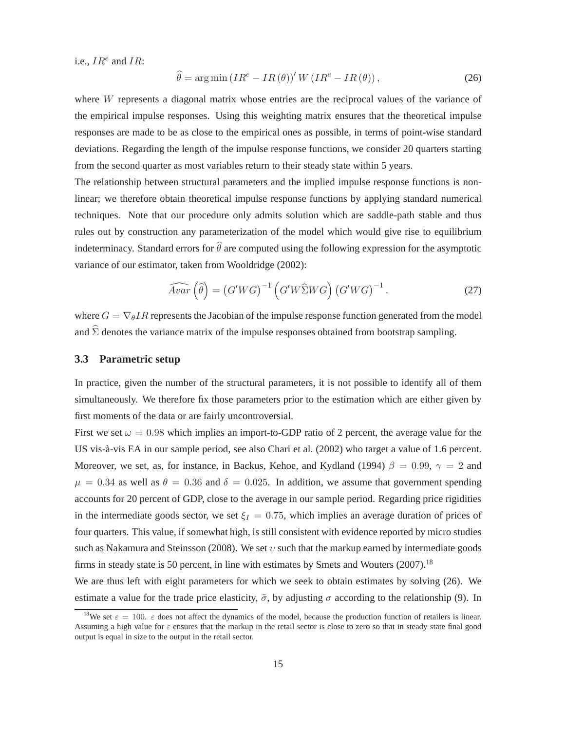i.e., $IR^e$ and $IR$:

$$\widehat{\theta} = \arg\min \left(IR^e - IR\left(\theta\right)\right)' W \left(IR^e - IR\left(\theta\right)\right), \tag{26}$$

where $W$ represents a diagonal matrix whose entries are the reciprocal values of the variance of the empirical impulse responses. Using this weighting matrix ensures that the theoretical impulse responses are made to be as close to the empirical ones as possible, in terms of point-wise standard deviations. Regarding the length of the impulse response functions, we consider 20 quarters starting from the second quarter as most variables return to their steady state within 5 years.

The relationship between structural parameters and the implied impulse response functions is non-linear; we therefore obtain theoretical impulse response functions by applying standard numerical techniques. Note that our procedure only admits solution which are saddle-path stable and thus rules out by construction any parameterization of the model which would give rise to equilibrium indeterminacy. Standard errors for $\widehat{\theta}$ are computed using the following expression for the asymptotic variance of our estimator, taken from Wooldridge (2002):

$$\widehat{Avar}\left(\widehat{\theta}\right) = \left(G'WG\right)^{-1}\left(G'W\widehat{\Sigma}WG\right)\left(G'WG\right)^{-1}. \tag{27}$$

where $G = \nabla_{\theta} IR$ represents the Jacobian of the impulse response function generated from the model and $\widehat{\Sigma}$ denotes the variance matrix of the impulse responses obtained from bootstrap sampling.

### 3.3 Parametric setup

In practice, given the number of the structural parameters, it is not possible to identify all of them simultaneously. We therefore fix those parameters prior to the estimation which are either given by first moments of the data or are fairly uncontroversial.

First we set $\omega = 0.98$ which implies an import-to-GDP ratio of 2 percent, the average value for the US vis-à-vis EA in our sample period, see also Chari et al. (2002) who target a value of 1.6 percent. Moreover, we set, as, for instance, in Backus, Kehoe, and Kydland (1994) $\beta = 0.99$, $\gamma = 2$ and $\mu = 0.34$ as well as $\theta = 0.36$ and $\delta = 0.025$. In addition, we assume that government spending accounts for 20 percent of GDP, close to the average in our sample period. Regarding price rigidities in the intermediate goods sector, we set $\xi_I = 0.75$, which implies an average duration of prices of four quarters. This value, if somewhat high, is still consistent with evidence reported by micro studies such as Nakamura and Steinsson (2008). We set $\upsilon$ such that the markup earned by intermediate goods firms in steady state is 50 percent, in line with estimates by Smets and Wouters (2007).[18]

We are thus left with eight parameters for which we seek to obtain estimates by solving (26). We estimate a value for the trade price elasticity, $\tilde{\sigma}$, by adjusting $\sigma$ according to the relationship (9). In

[18]We set $\varepsilon = 100$. $\varepsilon$ does not affect the dynamics of the model, because the production function of retailers is linear. Assuming a high value for $\varepsilon$ ensures that the markup in the retail sector is close to zero so that in steady state final good output is equal in size to the output in the retail sector.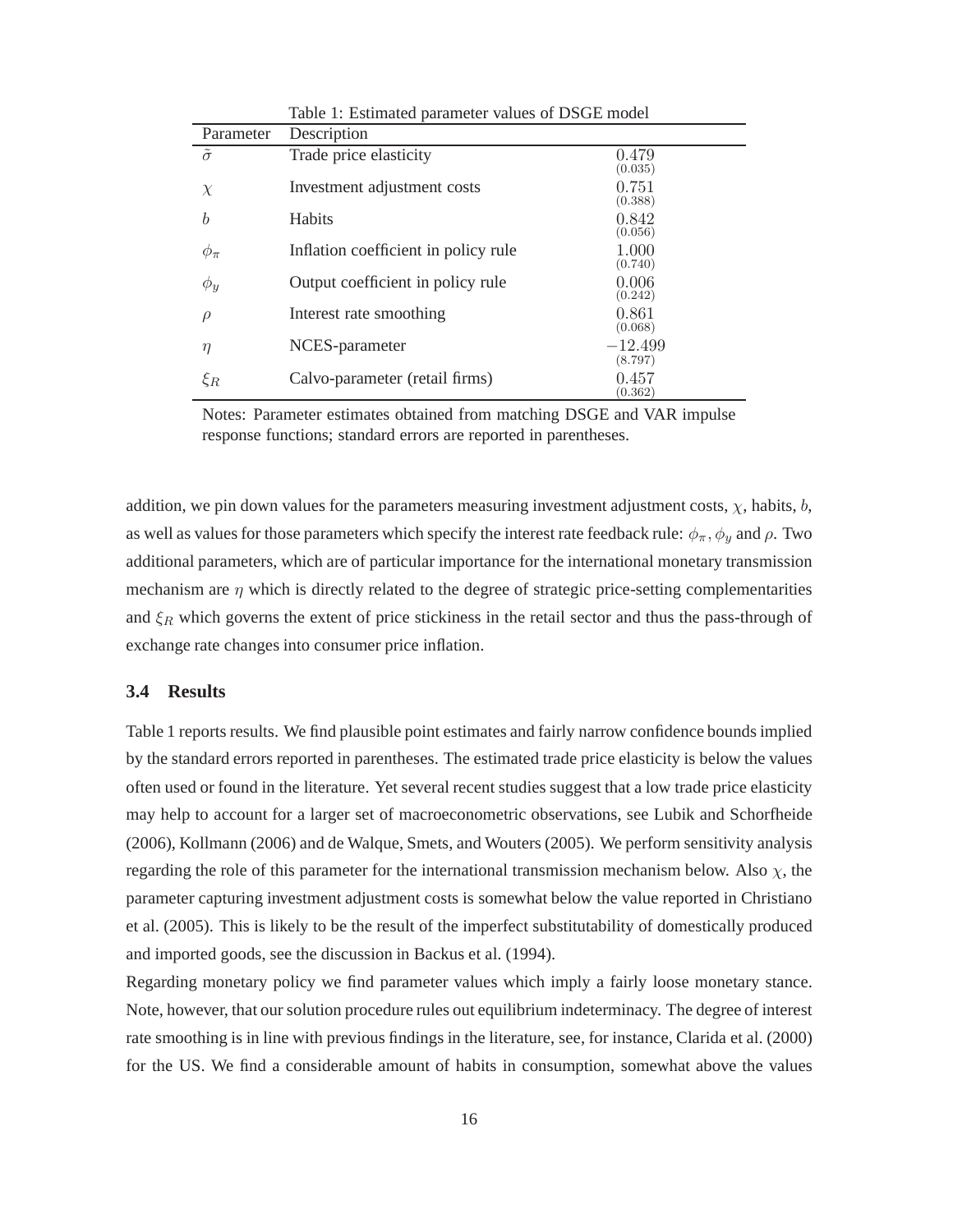Table 1: Estimated parameter values of DSGE model

| Parameter | Description | |
|---|---|---|
| $\tilde{\sigma}$ | Trade price elasticity | $\underset{(0.035)}{0.479}$ |
| $\chi$ | Investment adjustment costs | $\underset{(0.388)}{0.751}$ |
| $b$ | Habits | $\underset{(0.056)}{0.842}$ |
| $\phi_\pi$ | Inflation coefficient in policy rule | $\underset{(0.740)}{1.000}$ |
| $\phi_y$ | Output coefficient in policy rule | $\underset{(0.242)}{0.006}$ |
| $\rho$ | Interest rate smoothing | $\underset{(0.068)}{0.861}$ |
| $\eta$ | NCES-parameter | $\underset{(8.797)}{-12.499}$ |
| $\xi_R$ | Calvo-parameter (retail firms) | $\underset{(0.362)}{0.457}$ |

Notes: Parameter estimates obtained from matching DSGE and VAR impulse response functions; standard errors are reported in parentheses.

addition, we pin down values for the parameters measuring investment adjustment costs, $\chi$, habits, $b$, as well as values for those parameters which specify the interest rate feedback rule: $\phi_\pi$, $\phi_y$ and $\rho$. Two additional parameters, which are of particular importance for the international monetary transmission mechanism are $\eta$ which is directly related to the degree of strategic price-setting complementarities and $\xi_R$ which governs the extent of price stickiness in the retail sector and thus the pass-through of exchange rate changes into consumer price inflation.

### 3.4 Results

Table 1 reports results. We find plausible point estimates and fairly narrow confidence bounds implied by the standard errors reported in parentheses. The estimated trade price elasticity is below the values often used or found in the literature. Yet several recent studies suggest that a low trade price elasticity may help to account for a larger set of macroeconometric observations, see Lubik and Schorfheide (2006), Kollmann (2006) and de Walque, Smets, and Wouters (2005). We perform sensitivity analysis regarding the role of this parameter for the international transmission mechanism below. Also $\chi$, the parameter capturing investment adjustment costs is somewhat below the value reported in Christiano et al. (2005). This is likely to be the result of the imperfect substitutability of domestically produced and imported goods, see the discussion in Backus et al. (1994).

Regarding monetary policy we find parameter values which imply a fairly loose monetary stance. Note, however, that our solution procedure rules out equilibrium indeterminacy. The degree of interest rate smoothing is in line with previous findings in the literature, see, for instance, Clarida et al. (2000) for the US. We find a considerable amount of habits in consumption, somewhat above the values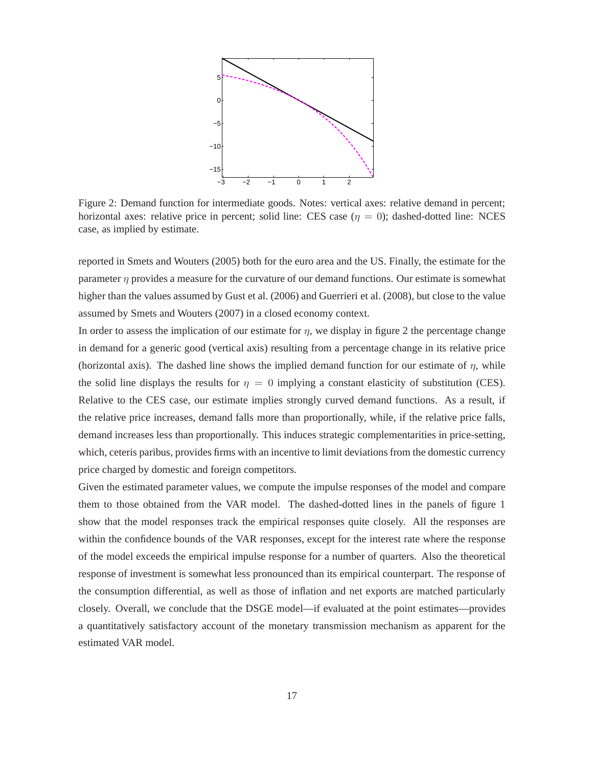Figure 2: Demand function for intermediate goods. Notes: vertical axes: relative demand in percent; horizontal axes: relative price in percent; solid line: CES case ($\eta = 0$); dashed-dotted line: NCES case, as implied by estimate.

reported in Smets and Wouters (2005) both for the euro area and the US. Finally, the estimate for the parameter $\eta$ provides a measure for the curvature of our demand functions. Our estimate is somewhat higher than the values assumed by Gust et al. (2006) and Guerrieri et al. (2008), but close to the value assumed by Smets and Wouters (2007) in a closed economy context.

In order to assess the implication of our estimate for $\eta$, we display in figure 2 the percentage change in demand for a generic good (vertical axis) resulting from a percentage change in its relative price (horizontal axis). The dashed line shows the implied demand function for our estimate of $\eta$, while the solid line displays the results for $\eta = 0$ implying a constant elasticity of substitution (CES). Relative to the CES case, our estimate implies strongly curved demand functions. As a result, if the relative price increases, demand falls more than proportionally, while, if the relative price falls, demand increases less than proportionally. This induces strategic complementarities in price-setting, which, ceteris paribus, provides firms with an incentive to limit deviations from the domestic currency price charged by domestic and foreign competitors.

Given the estimated parameter values, we compute the impulse responses of the model and compare them to those obtained from the VAR model. The dashed-dotted lines in the panels of figure 1 show that the model responses track the empirical responses quite closely. All the responses are within the confidence bounds of the VAR responses, except for the interest rate where the response of the model exceeds the empirical impulse response for a number of quarters. Also the theoretical response of investment is somewhat less pronounced than its empirical counterpart. The response of the consumption differential, as well as those of inflation and net exports are matched particularly closely. Overall, we conclude that the DSGE model—if evaluated at the point estimates—provides a quantitatively satisfactory account of the monetary transmission mechanism as apparent for the estimated VAR model.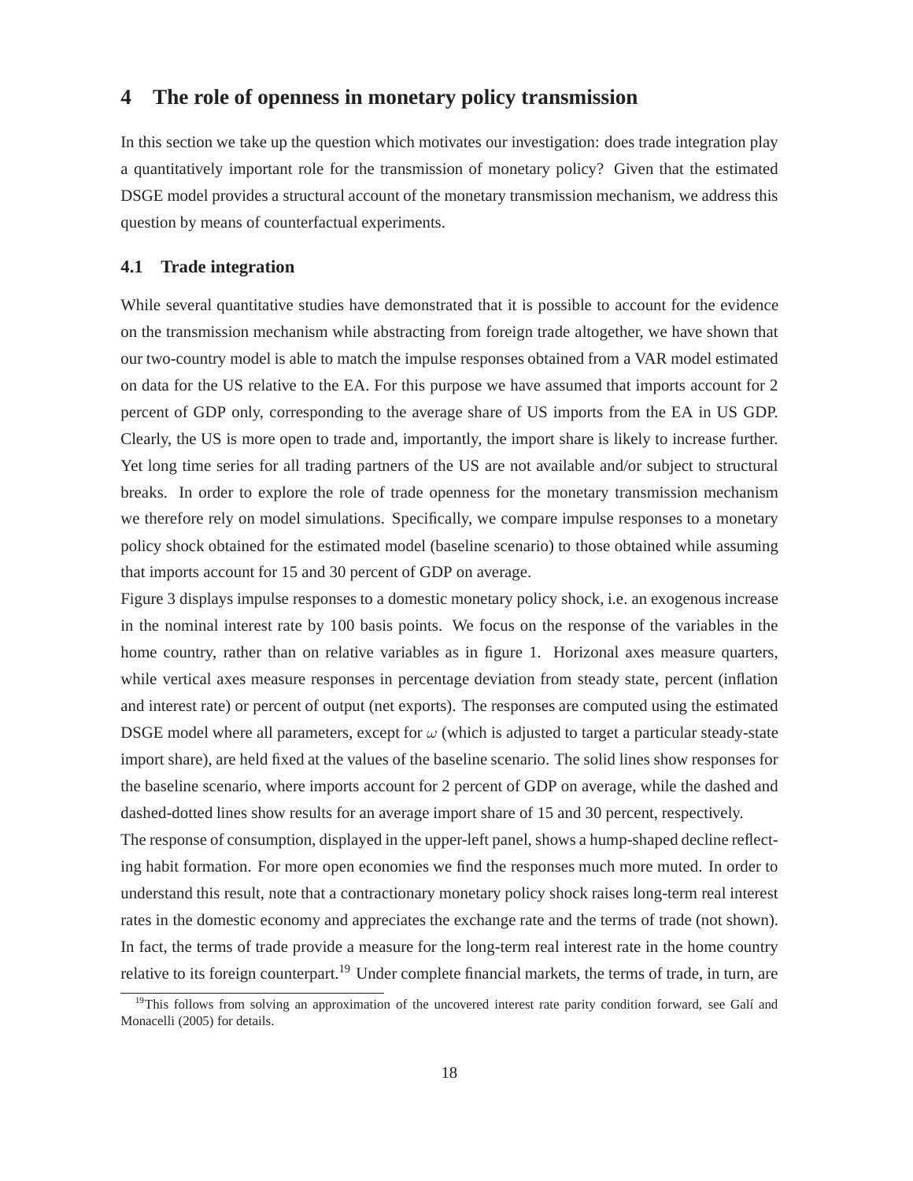## 4 The role of openness in monetary policy transmission

In this section we take up the question which motivates our investigation: does trade integration play a quantitatively important role for the transmission of monetary policy? Given that the estimated DSGE model provides a structural account of the monetary transmission mechanism, we address this question by means of counterfactual experiments.

### 4.1 Trade integration

While several quantitative studies have demonstrated that it is possible to account for the evidence on the transmission mechanism while abstracting from foreign trade altogether, we have shown that our two-country model is able to match the impulse responses obtained from a VAR model estimated on data for the US relative to the EA. For this purpose we have assumed that imports account for 2 percent of GDP only, corresponding to the average share of US imports from the EA in US GDP. Clearly, the US is more open to trade and, importantly, the import share is likely to increase further. Yet long time series for all trading partners of the US are not available and/or subject to structural breaks. In order to explore the role of trade openness for the monetary transmission mechanism we therefore rely on model simulations. Specifically, we compare impulse responses to a monetary policy shock obtained for the estimated model (baseline scenario) to those obtained while assuming that imports account for 15 and 30 percent of GDP on average.

Figure 3 displays impulse responses to a domestic monetary policy shock, i.e. an exogenous increase in the nominal interest rate by 100 basis points. We focus on the response of the variables in the home country, rather than on relative variables as in figure 1. Horizonal axes measure quarters, while vertical axes measure responses in percentage deviation from steady state, percent (inflation and interest rate) or percent of output (net exports). The responses are computed using the estimated DSGE model where all parameters, except for $\omega$ (which is adjusted to target a particular steady-state import share), are held fixed at the values of the baseline scenario. The solid lines show responses for the baseline scenario, where imports account for 2 percent of GDP on average, while the dashed and dashed-dotted lines show results for an average import share of 15 and 30 percent, respectively.

The response of consumption, displayed in the upper-left panel, shows a hump-shaped decline reflecting habit formation. For more open economies we find the responses much more muted. In order to understand this result, note that a contractionary monetary policy shock raises long-term real interest rates in the domestic economy and appreciates the exchange rate and the terms of trade (not shown). In fact, the terms of trade provide a measure for the long-term real interest rate in the home country relative to its foreign counterpart.[19] Under complete financial markets, the terms of trade, in turn, are

[19]This follows from solving an approximation of the uncovered interest rate parity condition forward, see Galí and Monacelli (2005) for details.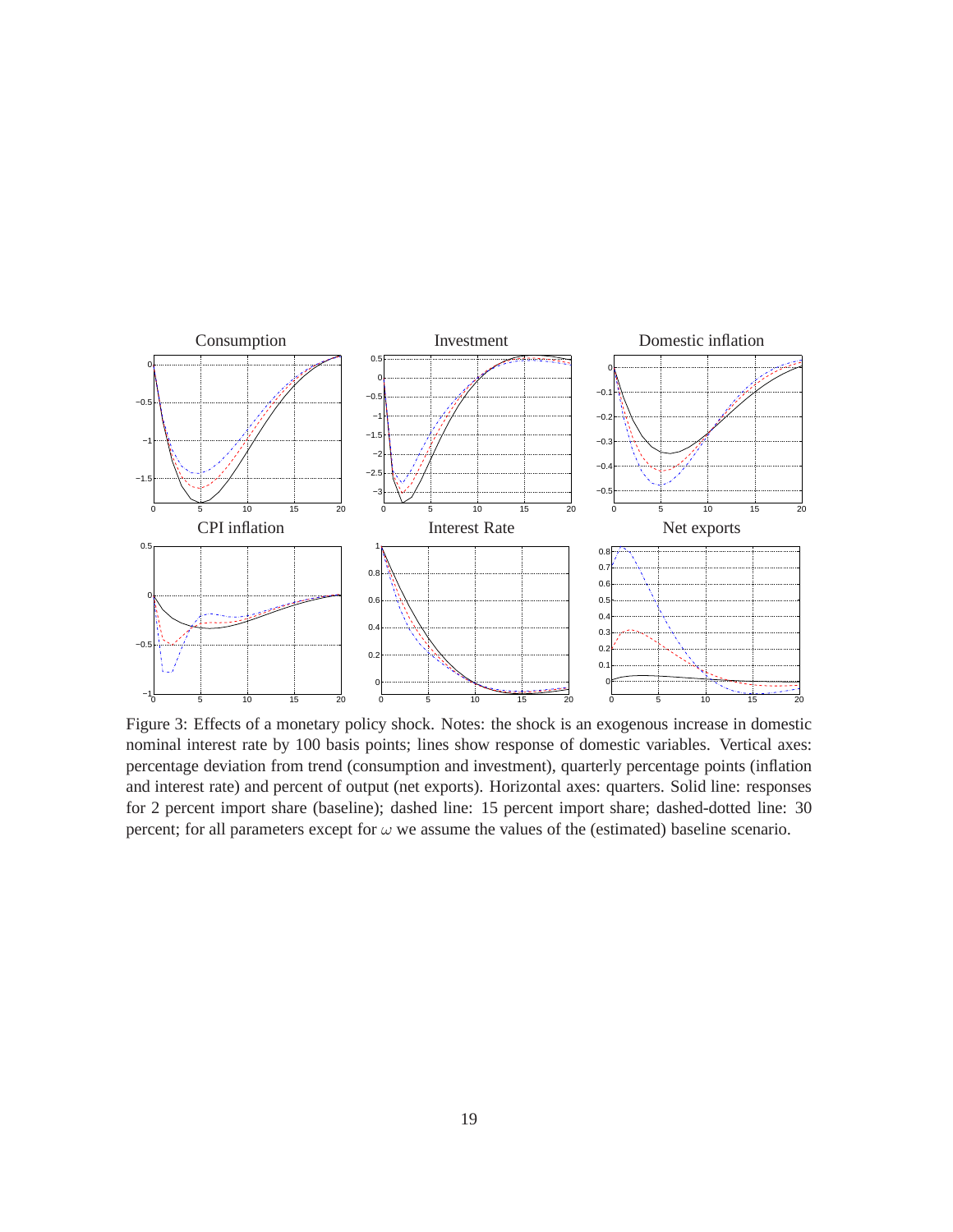Figure 3: Effects of a monetary policy shock. Notes: the shock is an exogenous increase in domestic nominal interest rate by 100 basis points; lines show response of domestic variables. Vertical axes: percentage deviation from trend (consumption and investment), quarterly percentage points (inflation and interest rate) and percent of output (net exports). Horizontal axes: quarters. Solid line: responses for 2 percent import share (baseline); dashed line: 15 percent import share; dashed-dotted line: 30 percent; for all parameters except for $\omega$ we assume the values of the (estimated) baseline scenario.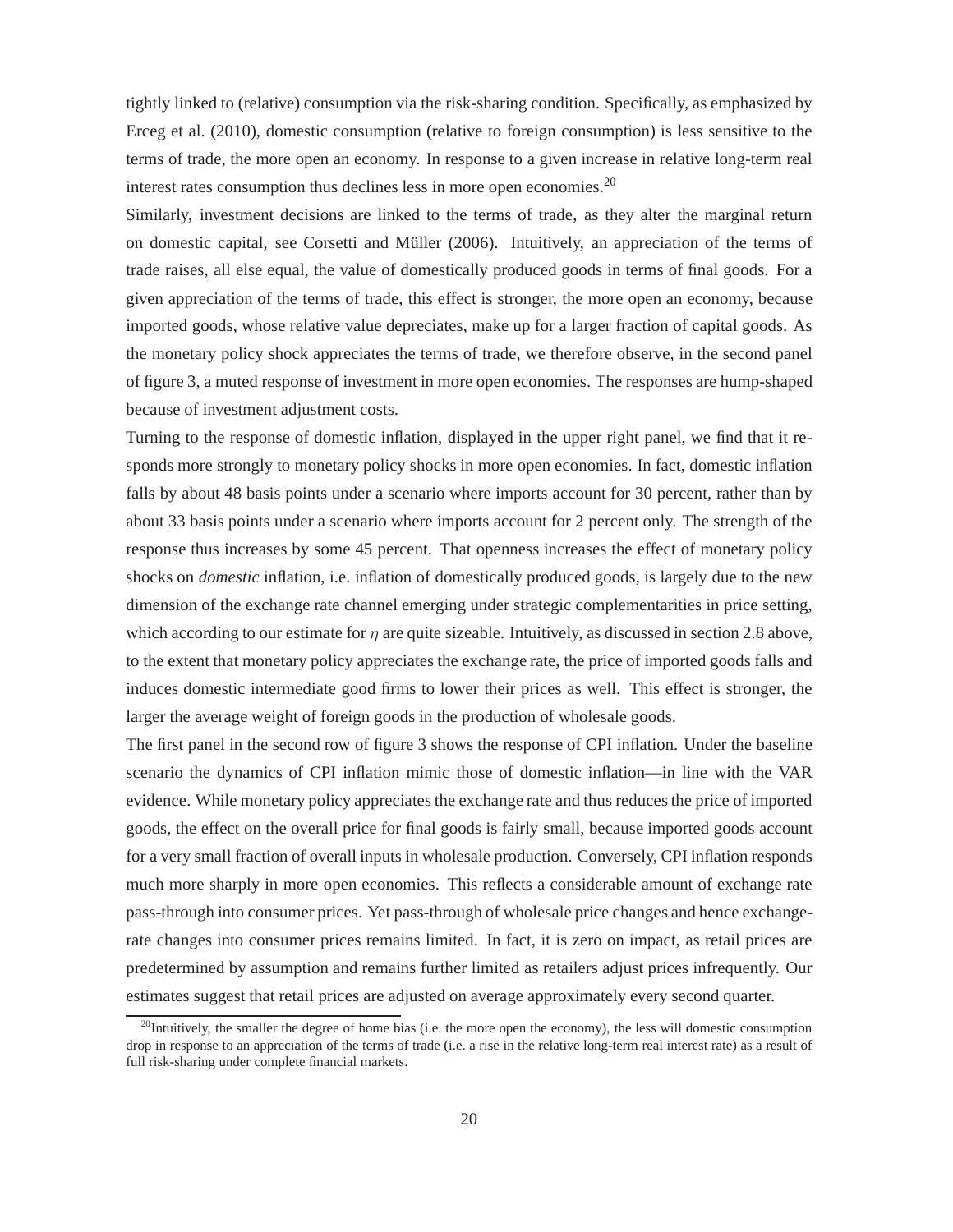tightly linked to (relative) consumption via the risk-sharing condition. Specifically, as emphasized by Erceg et al. (2010), domestic consumption (relative to foreign consumption) is less sensitive to the terms of trade, the more open an economy. In response to a given increase in relative long-term real interest rates consumption thus declines less in more open economies.[20]

Similarly, investment decisions are linked to the terms of trade, as they alter the marginal return on domestic capital, see Corsetti and Müller (2006). Intuitively, an appreciation of the terms of trade raises, all else equal, the value of domestically produced goods in terms of final goods. For a given appreciation of the terms of trade, this effect is stronger, the more open an economy, because imported goods, whose relative value depreciates, make up for a larger fraction of capital goods. As the monetary policy shock appreciates the terms of trade, we therefore observe, in the second panel of figure 3, a muted response of investment in more open economies. The responses are hump-shaped because of investment adjustment costs.

Turning to the response of domestic inflation, displayed in the upper right panel, we find that it responds more strongly to monetary policy shocks in more open economies. In fact, domestic inflation falls by about 48 basis points under a scenario where imports account for 30 percent, rather than by about 33 basis points under a scenario where imports account for 2 percent only. The strength of the response thus increases by some 45 percent. That openness increases the effect of monetary policy shocks on *domestic* inflation, i.e. inflation of domestically produced goods, is largely due to the new dimension of the exchange rate channel emerging under strategic complementarities in price setting, which according to our estimate for $\eta$ are quite sizeable. Intuitively, as discussed in section 2.8 above, to the extent that monetary policy appreciates the exchange rate, the price of imported goods falls and induces domestic intermediate good firms to lower their prices as well. This effect is stronger, the larger the average weight of foreign goods in the production of wholesale goods.

The first panel in the second row of figure 3 shows the response of CPI inflation. Under the baseline scenario the dynamics of CPI inflation mimic those of domestic inflation—in line with the VAR evidence. While monetary policy appreciates the exchange rate and thus reduces the price of imported goods, the effect on the overall price for final goods is fairly small, because imported goods account for a very small fraction of overall inputs in wholesale production. Conversely, CPI inflation responds much more sharply in more open economies. This reflects a considerable amount of exchange rate pass-through into consumer prices. Yet pass-through of wholesale price changes and hence exchange-rate changes into consumer prices remains limited. In fact, it is zero on impact, as retail prices are predetermined by assumption and remains further limited as retailers adjust prices infrequently. Our estimates suggest that retail prices are adjusted on average approximately every second quarter.

[20] Intuitively, the smaller the degree of home bias (i.e. the more open the economy), the less will domestic consumption drop in response to an appreciation of the terms of trade (i.e. a rise in the relative long-term real interest rate) as a result of full risk-sharing under complete financial markets.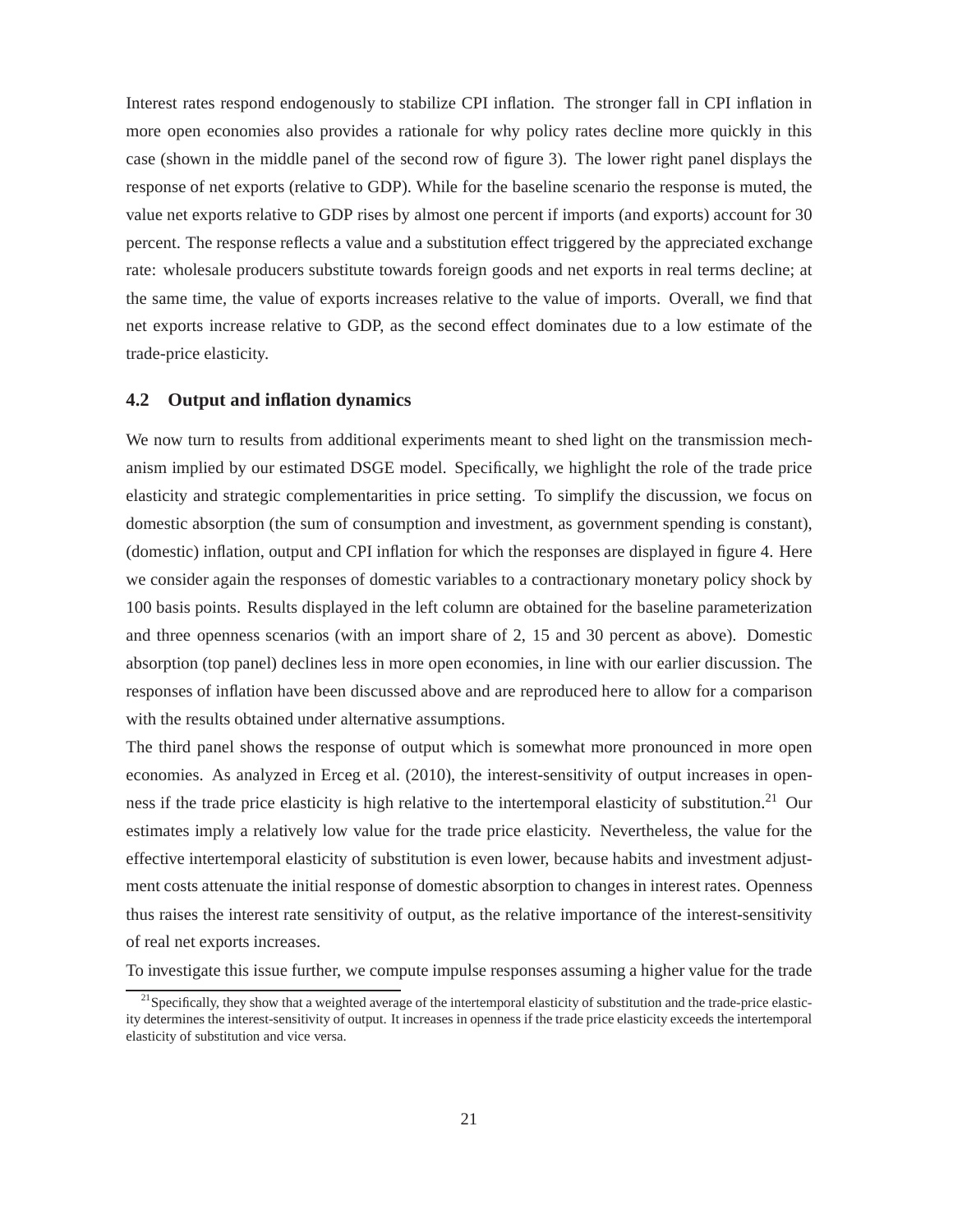Interest rates respond endogenously to stabilize CPI inflation. The stronger fall in CPI inflation in more open economies also provides a rationale for why policy rates decline more quickly in this case (shown in the middle panel of the second row of figure 3). The lower right panel displays the response of net exports (relative to GDP). While for the baseline scenario the response is muted, the value net exports relative to GDP rises by almost one percent if imports (and exports) account for 30 percent. The response reflects a value and a substitution effect triggered by the appreciated exchange rate: wholesale producers substitute towards foreign goods and net exports in real terms decline; at the same time, the value of exports increases relative to the value of imports. Overall, we find that net exports increase relative to GDP, as the second effect dominates due to a low estimate of the trade-price elasticity.

## 4.2 Output and inflation dynamics

We now turn to results from additional experiments meant to shed light on the transmission mechanism implied by our estimated DSGE model. Specifically, we highlight the role of the trade price elasticity and strategic complementarities in price setting. To simplify the discussion, we focus on domestic absorption (the sum of consumption and investment, as government spending is constant), (domestic) inflation, output and CPI inflation for which the responses are displayed in figure 4. Here we consider again the responses of domestic variables to a contractionary monetary policy shock by 100 basis points. Results displayed in the left column are obtained for the baseline parameterization and three openness scenarios (with an import share of 2, 15 and 30 percent as above). Domestic absorption (top panel) declines less in more open economies, in line with our earlier discussion. The responses of inflation have been discussed above and are reproduced here to allow for a comparison with the results obtained under alternative assumptions.

The third panel shows the response of output which is somewhat more pronounced in more open economies. As analyzed in Erceg et al. (2010), the interest-sensitivity of output increases in openness if the trade price elasticity is high relative to the intertemporal elasticity of substitution.[21] Our estimates imply a relatively low value for the trade price elasticity. Nevertheless, the value for the effective intertemporal elasticity of substitution is even lower, because habits and investment adjustment costs attenuate the initial response of domestic absorption to changes in interest rates. Openness thus raises the interest rate sensitivity of output, as the relative importance of the interest-sensitivity of real net exports increases.

To investigate this issue further, we compute impulse responses assuming a higher value for the trade

[21] Specifically, they show that a weighted average of the intertemporal elasticity of substitution and the trade-price elasticity determines the interest-sensitivity of output. It increases in openness if the trade price elasticity exceeds the intertemporal elasticity of substitution and vice versa.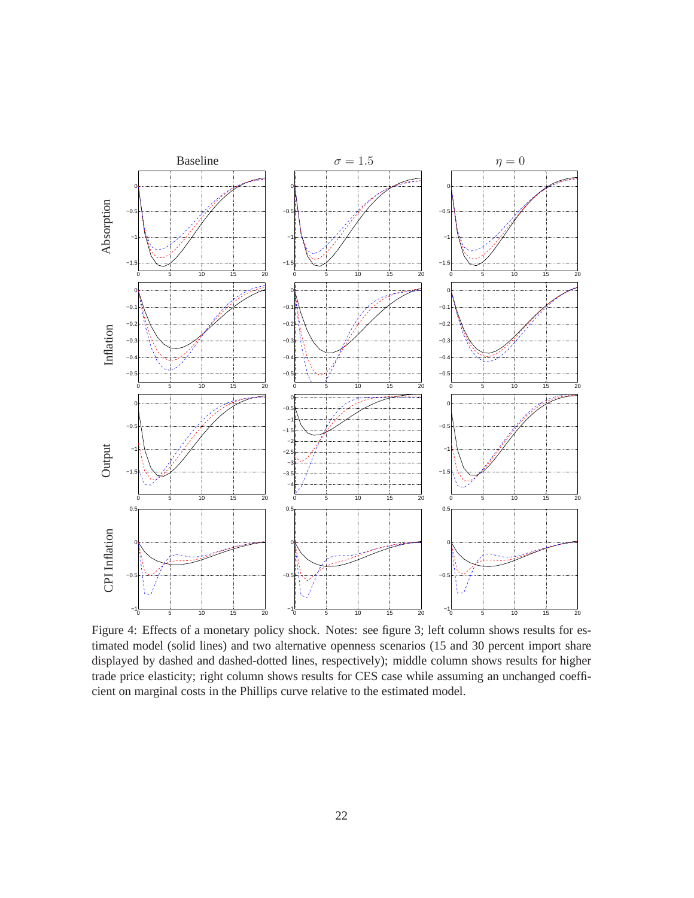Figure 4: Effects of a monetary policy shock. Notes: see figure 3; left column shows results for estimated model (solid lines) and two alternative openness scenarios (15 and 30 percent import share displayed by dashed and dashed-dotted lines, respectively); middle column shows results for higher trade price elasticity; right column shows results for CES case while assuming an unchanged coefficient on marginal costs in the Phillips curve relative to the estimated model.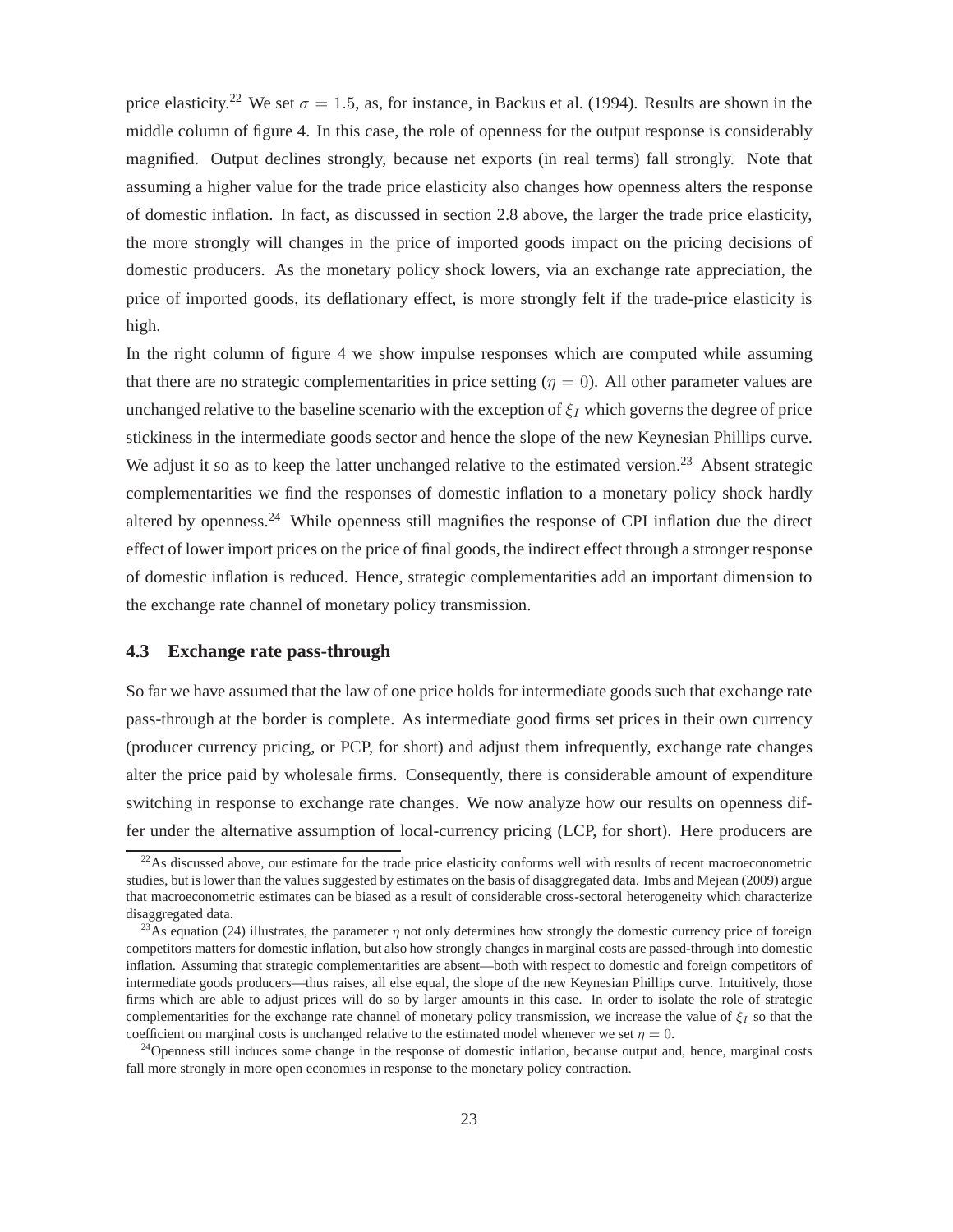price elasticity.[22] We set $\sigma = 1.5$, as, for instance, in Backus et al. (1994). Results are shown in the middle column of figure 4. In this case, the role of openness for the output response is considerably magnified. Output declines strongly, because net exports (in real terms) fall strongly. Note that assuming a higher value for the trade price elasticity also changes how openness alters the response of domestic inflation. In fact, as discussed in section 2.8 above, the larger the trade price elasticity, the more strongly will changes in the price of imported goods impact on the pricing decisions of domestic producers. As the monetary policy shock lowers, via an exchange rate appreciation, the price of imported goods, its deflationary effect, is more strongly felt if the trade-price elasticity is high.

In the right column of figure 4 we show impulse responses which are computed while assuming that there are no strategic complementarities in price setting ($\eta = 0$). All other parameter values are unchanged relative to the baseline scenario with the exception of $\xi_I$ which governs the degree of price stickiness in the intermediate goods sector and hence the slope of the new Keynesian Phillips curve. We adjust it so as to keep the latter unchanged relative to the estimated version.[23] Absent strategic complementarities we find the responses of domestic inflation to a monetary policy shock hardly altered by openness.[24] While openness still magnifies the response of CPI inflation due the direct effect of lower import prices on the price of final goods, the indirect effect through a stronger response of domestic inflation is reduced. Hence, strategic complementarities add an important dimension to the exchange rate channel of monetary policy transmission.

### 4.3 Exchange rate pass-through

So far we have assumed that the law of one price holds for intermediate goods such that exchange rate pass-through at the border is complete. As intermediate good firms set prices in their own currency (producer currency pricing, or PCP, for short) and adjust them infrequently, exchange rate changes alter the price paid by wholesale firms. Consequently, there is considerable amount of expenditure switching in response to exchange rate changes. We now analyze how our results on openness differ under the alternative assumption of local-currency pricing (LCP, for short). Here producers are

[22] As discussed above, our estimate for the trade price elasticity conforms well with results of recent macroeconometric studies, but is lower than the values suggested by estimates on the basis of disaggregated data. Imbs and Mejean (2009) argue that macroeconometric estimates can be biased as a result of considerable cross-sectoral heterogeneity which characterize disaggregated data.

[23] As equation (24) illustrates, the parameter $\eta$ not only determines how strongly the domestic currency price of foreign competitors matters for domestic inflation, but also how strongly changes in marginal costs are passed-through into domestic inflation. Assuming that strategic complementarities are absent—both with respect to domestic and foreign competitors of intermediate goods producers—thus raises, all else equal, the slope of the new Keynesian Phillips curve. Intuitively, those firms which are able to adjust prices will do so by larger amounts in this case. In order to isolate the role of strategic complementarities for the exchange rate channel of monetary policy transmission, we increase the value of $\xi_I$ so that the coefficient on marginal costs is unchanged relative to the estimated model whenever we set $\eta = 0$.

[24] Openness still induces some change in the response of domestic inflation, because output and, hence, marginal costs fall more strongly in more open economies in response to the monetary policy contraction.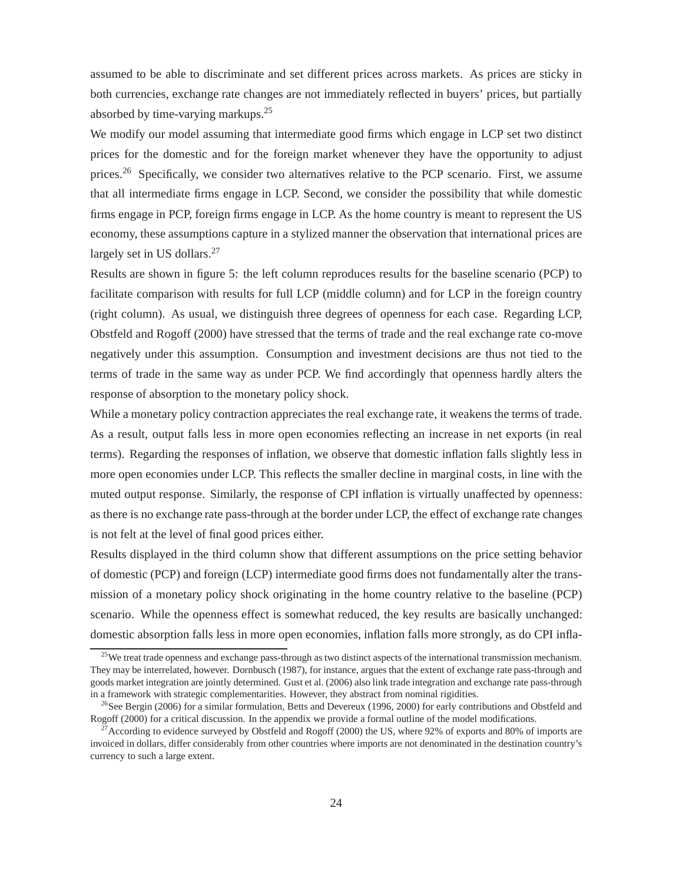assumed to be able to discriminate and set different prices across markets. As prices are sticky in both currencies, exchange rate changes are not immediately reflected in buyers' prices, but partially absorbed by time-varying markups.[25]

We modify our model assuming that intermediate good firms which engage in LCP set two distinct prices for the domestic and for the foreign market whenever they have the opportunity to adjust prices.[26] Specifically, we consider two alternatives relative to the PCP scenario. First, we assume that all intermediate firms engage in LCP. Second, we consider the possibility that while domestic firms engage in PCP, foreign firms engage in LCP. As the home country is meant to represent the US economy, these assumptions capture in a stylized manner the observation that international prices are largely set in US dollars.[27]

Results are shown in figure 5: the left column reproduces results for the baseline scenario (PCP) to facilitate comparison with results for full LCP (middle column) and for LCP in the foreign country (right column). As usual, we distinguish three degrees of openness for each case. Regarding LCP, Obstfeld and Rogoff (2000) have stressed that the terms of trade and the real exchange rate co-move negatively under this assumption. Consumption and investment decisions are thus not tied to the terms of trade in the same way as under PCP. We find accordingly that openness hardly alters the response of absorption to the monetary policy shock.

While a monetary policy contraction appreciates the real exchange rate, it weakens the terms of trade. As a result, output falls less in more open economies reflecting an increase in net exports (in real terms). Regarding the responses of inflation, we observe that domestic inflation falls slightly less in more open economies under LCP. This reflects the smaller decline in marginal costs, in line with the muted output response. Similarly, the response of CPI inflation is virtually unaffected by openness: as there is no exchange rate pass-through at the border under LCP, the effect of exchange rate changes is not felt at the level of final good prices either.

Results displayed in the third column show that different assumptions on the price setting behavior of domestic (PCP) and foreign (LCP) intermediate good firms does not fundamentally alter the transmission of a monetary policy shock originating in the home country relative to the baseline (PCP) scenario. While the openness effect is somewhat reduced, the key results are basically unchanged: domestic absorption falls less in more open economies, inflation falls more strongly, as do CPI infla-

[25] We treat trade openness and exchange pass-through as two distinct aspects of the international transmission mechanism. They may be interrelated, however. Dornbusch (1987), for instance, argues that the extent of exchange rate pass-through and goods market integration are jointly determined. Gust et al. (2006) also link trade integration and exchange rate pass-through in a framework with strategic complementarities. However, they abstract from nominal rigidities.

[26] See Bergin (2006) for a similar formulation, Betts and Devereux (1996, 2000) for early contributions and Obstfeld and Rogoff (2000) for a critical discussion. In the appendix we provide a formal outline of the model modifications.

[27] According to evidence surveyed by Obstfeld and Rogoff (2000) the US, where 92% of exports and 80% of imports are invoiced in dollars, differ considerably from other countries where imports are not denominated in the destination country's currency to such a large extent.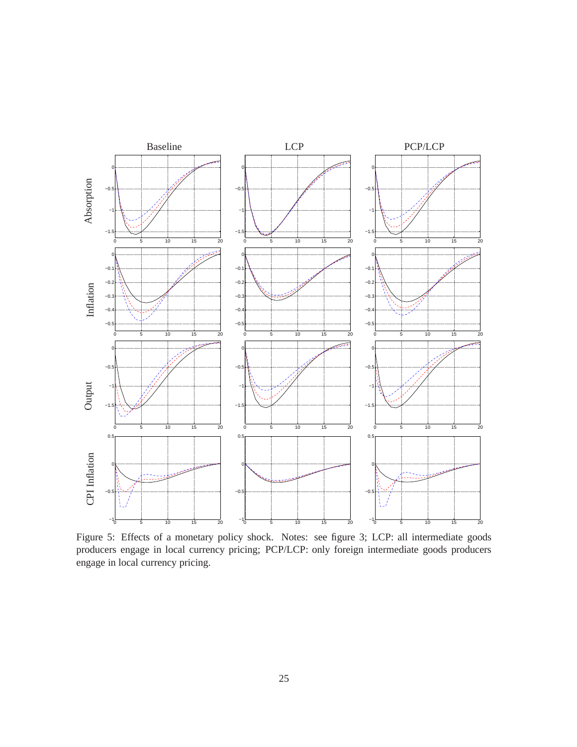Figure 5: Effects of a monetary policy shock. Notes: see figure 3; LCP: all intermediate goods producers engage in local currency pricing; PCP/LCP: only foreign intermediate goods producers engage in local currency pricing.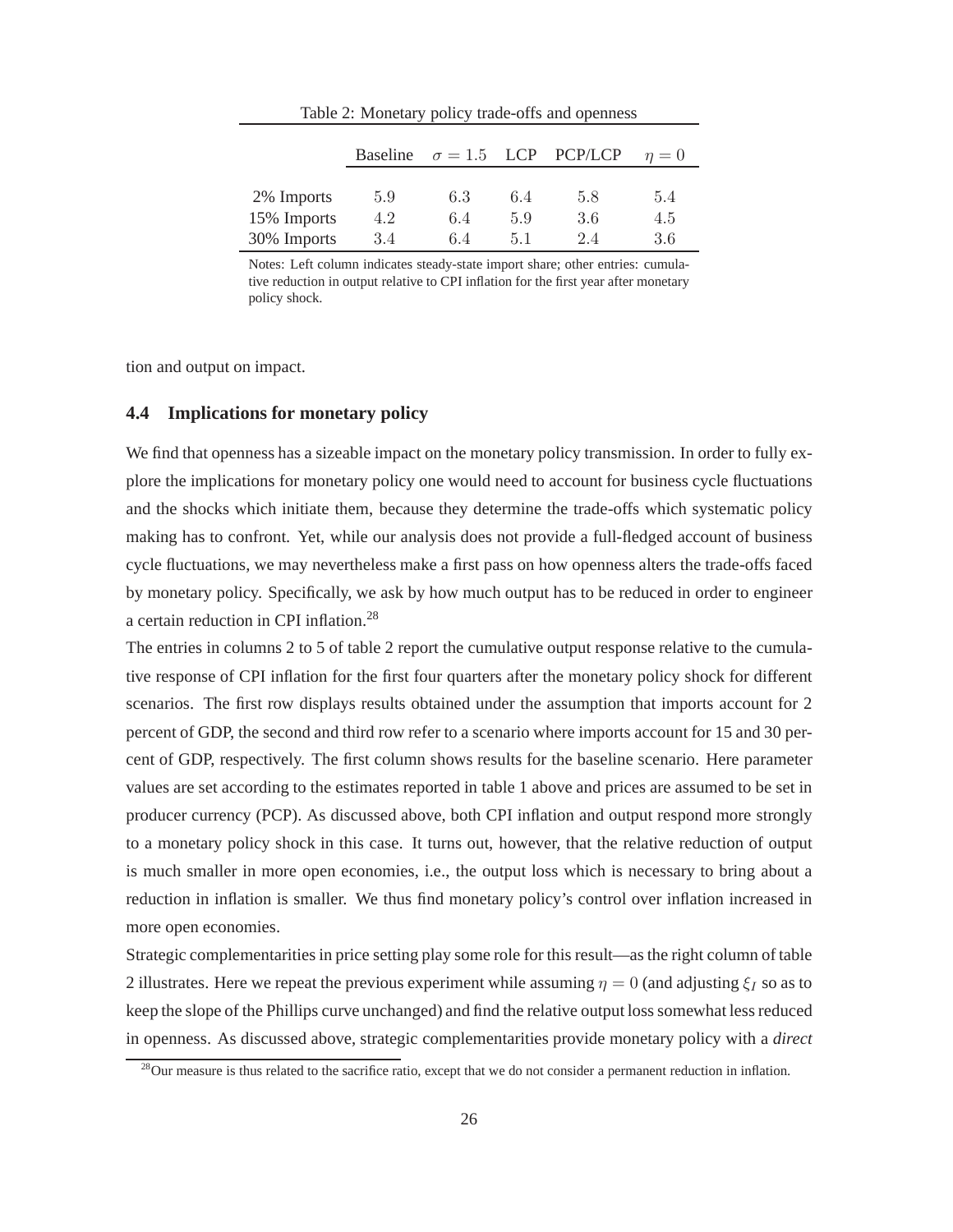Table 2: Monetary policy trade-offs and openness

| | Baseline | $\sigma = 1.5$ | LCP | PCP/LCP | $\eta = 0$ |
|---|---|---|---|---|---|
| 2% Imports | 5.9 | 6.3 | 6.4 | 5.8 | 5.4 |
| 15% Imports | 4.2 | 6.4 | 5.9 | 3.6 | 4.5 |
| 30% Imports | 3.4 | 6.4 | 5.1 | 2.4 | 3.6 |

Notes: Left column indicates steady-state import share; other entries: cumulative reduction in output relative to CPI inflation for the first year after monetary policy shock.

tion and output on impact.

### 4.4 Implications for monetary policy

We find that openness has a sizeable impact on the monetary policy transmission. In order to fully explore the implications for monetary policy one would need to account for business cycle fluctuations and the shocks which initiate them, because they determine the trade-offs which systematic policy making has to confront. Yet, while our analysis does not provide a full-fledged account of business cycle fluctuations, we may nevertheless make a first pass on how openness alters the trade-offs faced by monetary policy. Specifically, we ask by how much output has to be reduced in order to engineer a certain reduction in CPI inflation.[28]

The entries in columns 2 to 5 of table 2 report the cumulative output response relative to the cumulative response of CPI inflation for the first four quarters after the monetary policy shock for different scenarios. The first row displays results obtained under the assumption that imports account for 2 percent of GDP, the second and third row refer to a scenario where imports account for 15 and 30 percent of GDP, respectively. The first column shows results for the baseline scenario. Here parameter values are set according to the estimates reported in table 1 above and prices are assumed to be set in producer currency (PCP). As discussed above, both CPI inflation and output respond more strongly to a monetary policy shock in this case. It turns out, however, that the relative reduction of output is much smaller in more open economies, i.e., the output loss which is necessary to bring about a reduction in inflation is smaller. We thus find monetary policy's control over inflation increased in more open economies.

Strategic complementarities in price setting play some role for this result—as the right column of table 2 illustrates. Here we repeat the previous experiment while assuming $\eta = 0$ (and adjusting $\xi_I$ so as to keep the slope of the Phillips curve unchanged) and find the relative output loss somewhat less reduced in openness. As discussed above, strategic complementarities provide monetary policy with a *direct*

[28] Our measure is thus related to the sacrifice ratio, except that we do not consider a permanent reduction in inflation.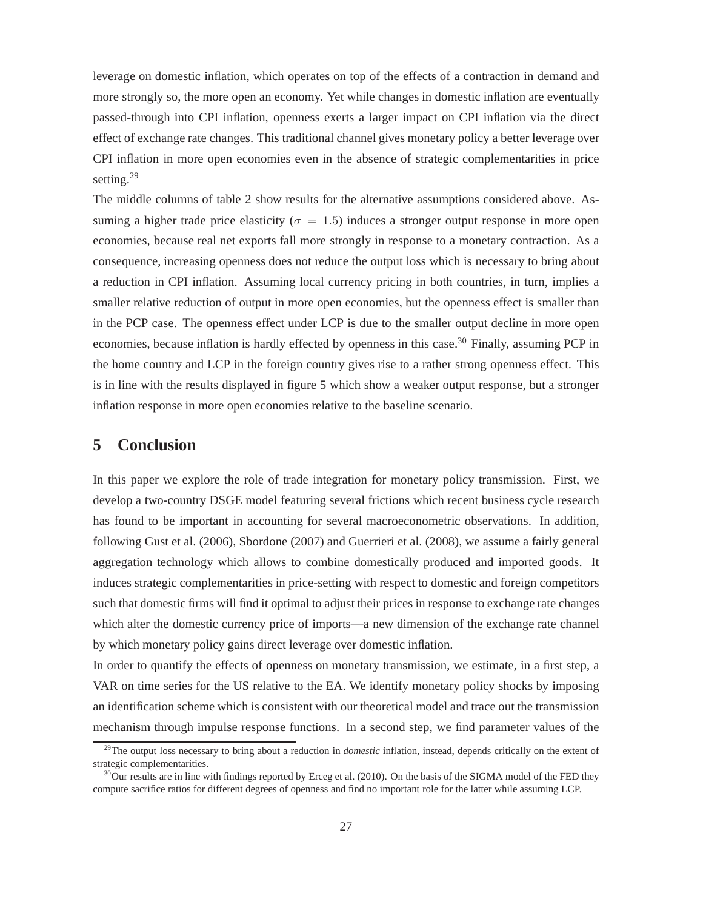leverage on domestic inflation, which operates on top of the effects of a contraction in demand and more strongly so, the more open an economy. Yet while changes in domestic inflation are eventually passed-through into CPI inflation, openness exerts a larger impact on CPI inflation via the direct effect of exchange rate changes. This traditional channel gives monetary policy a better leverage over CPI inflation in more open economies even in the absence of strategic complementarities in price setting.[29]

The middle columns of table 2 show results for the alternative assumptions considered above. Assuming a higher trade price elasticity ($\sigma = 1.5$) induces a stronger output response in more open economies, because real net exports fall more strongly in response to a monetary contraction. As a consequence, increasing openness does not reduce the output loss which is necessary to bring about a reduction in CPI inflation. Assuming local currency pricing in both countries, in turn, implies a smaller relative reduction of output in more open economies, but the openness effect is smaller than in the PCP case. The openness effect under LCP is due to the smaller output decline in more open economies, because inflation is hardly effected by openness in this case.[30] Finally, assuming PCP in the home country and LCP in the foreign country gives rise to a rather strong openness effect. This is in line with the results displayed in figure 5 which show a weaker output response, but a stronger inflation response in more open economies relative to the baseline scenario.

# 5 Conclusion

In this paper we explore the role of trade integration for monetary policy transmission. First, we develop a two-country DSGE model featuring several frictions which recent business cycle research has found to be important in accounting for several macroeconometric observations. In addition, following Gust et al. (2006), Sbordone (2007) and Guerrieri et al. (2008), we assume a fairly general aggregation technology which allows to combine domestically produced and imported goods. It induces strategic complementarities in price-setting with respect to domestic and foreign competitors such that domestic firms will find it optimal to adjust their prices in response to exchange rate changes which alter the domestic currency price of imports—a new dimension of the exchange rate channel by which monetary policy gains direct leverage over domestic inflation.

In order to quantify the effects of openness on monetary transmission, we estimate, in a first step, a VAR on time series for the US relative to the EA. We identify monetary policy shocks by imposing an identification scheme which is consistent with our theoretical model and trace out the transmission mechanism through impulse response functions. In a second step, we find parameter values of the

[29]The output loss necessary to bring about a reduction in *domestic* inflation, instead, depends critically on the extent of strategic complementarities.

[30]Our results are in line with findings reported by Erceg et al. (2010). On the basis of the SIGMA model of the FED they compute sacrifice ratios for different degrees of openness and find no important role for the latter while assuming LCP.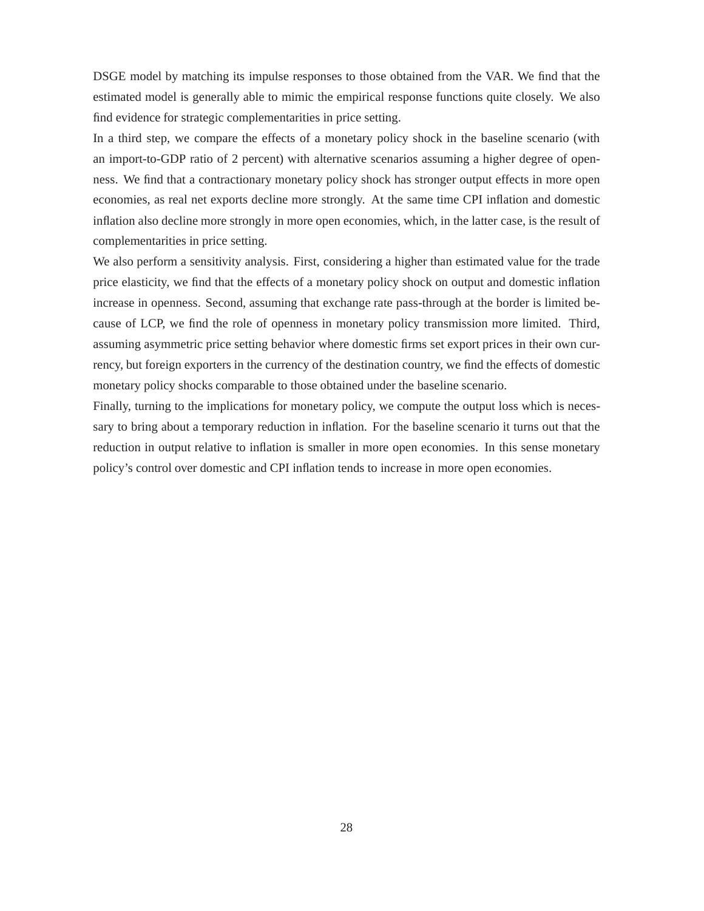DSGE model by matching its impulse responses to those obtained from the VAR. We find that the estimated model is generally able to mimic the empirical response functions quite closely. We also find evidence for strategic complementarities in price setting.

In a third step, we compare the effects of a monetary policy shock in the baseline scenario (with an import-to-GDP ratio of 2 percent) with alternative scenarios assuming a higher degree of openness. We find that a contractionary monetary policy shock has stronger output effects in more open economies, as real net exports decline more strongly. At the same time CPI inflation and domestic inflation also decline more strongly in more open economies, which, in the latter case, is the result of complementarities in price setting.

We also perform a sensitivity analysis. First, considering a higher than estimated value for the trade price elasticity, we find that the effects of a monetary policy shock on output and domestic inflation increase in openness. Second, assuming that exchange rate pass-through at the border is limited because of LCP, we find the role of openness in monetary policy transmission more limited. Third, assuming asymmetric price setting behavior where domestic firms set export prices in their own currency, but foreign exporters in the currency of the destination country, we find the effects of domestic monetary policy shocks comparable to those obtained under the baseline scenario.

Finally, turning to the implications for monetary policy, we compute the output loss which is necessary to bring about a temporary reduction in inflation. For the baseline scenario it turns out that the reduction in output relative to inflation is smaller in more open economies. In this sense monetary policy's control over domestic and CPI inflation tends to increase in more open economies.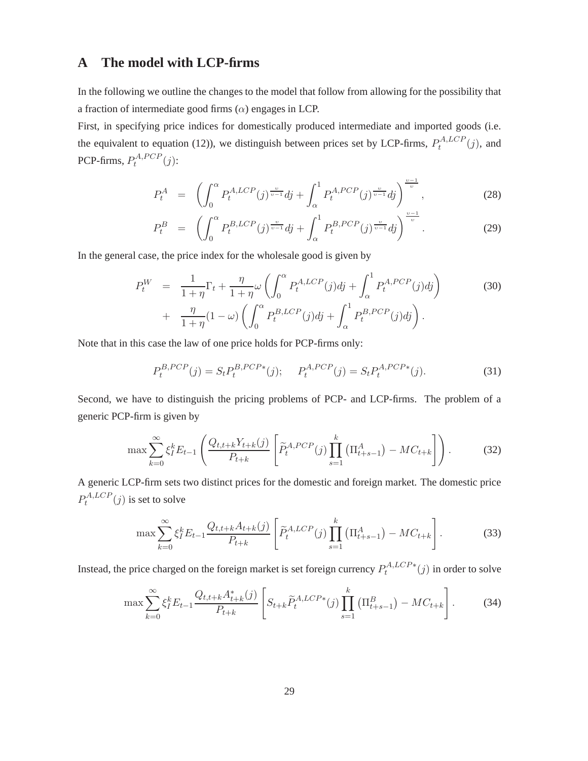# A The model with LCP-firms

In the following we outline the changes to the model that follow from allowing for the possibility that a fraction of intermediate good firms ($\alpha$) engages in LCP.

First, in specifying price indices for domestically produced intermediate and imported goods (i.e. the equivalent to equation (12)), we distinguish between prices set by LCP-firms, $P_t^{A,LCP}(j)$, and PCP-firms, $P_t^{A,PCP}(j)$:

$$P_t^A = \left( \int_0^\alpha P_t^{A,LCP}(j)^{\frac{v}{v-1}} dj + \int_\alpha^1 P_t^{A,PCP}(j)^{\frac{v}{v-1}} dj \right)^{\frac{v-1}{v}}, \tag{28}$$

$$P_t^B = \left( \int_0^\alpha P_t^{B,LCP}(j)^{\frac{v}{v-1}} dj + \int_\alpha^1 P_t^{B,PCP}(j)^{\frac{v}{v-1}} dj \right)^{\frac{v-1}{v}}. \tag{29}$$

In the general case, the price index for the wholesale good is given by

$$\begin{aligned} P_t^W &= \frac{1}{1+\eta}\Gamma_t + \frac{\eta}{1+\eta}\omega \left( \int_0^\alpha P_t^{A,LCP}(j) dj + \int_\alpha^1 P_t^{A,PCP}(j) dj \right) \\ &+ \frac{\eta}{1+\eta}(1-\omega) \left( \int_0^\alpha P_t^{B,LCP}(j) dj + \int_\alpha^1 P_t^{B,PCP}(j) dj \right). \end{aligned} \tag{30}$$

Note that in this case the law of one price holds for PCP-firms only:

$$P_t^{B,PCP}(j) = S_t P_t^{B,PCP*}(j); \quad P_t^{A,PCP}(j) = S_t P_t^{A,PCP*}(j). \tag{31}$$

Second, we have to distinguish the pricing problems of PCP- and LCP-firms. The problem of a generic PCP-firm is given by

$$\max \sum_{k=0}^{\infty} \xi_I^k E_{t-1} \left( \frac{Q_{t,t+k} Y_{t+k}(j)}{P_{t+k}} \left[ \widetilde{P}_t^{A,PCP}(j) \prod_{s=1}^{k} \left( \Pi_{t+s-1}^A \right) - MC_{t+k} \right] \right). \tag{32}$$

A generic LCP-firm sets two distinct prices for the domestic and foreign market. The domestic price $P_t^{A,LCP}(j)$ is set to solve

$$\max \sum_{k=0}^{\infty} \xi_I^k E_{t-1} \frac{Q_{t,t+k} A_{t+k}(j)}{P_{t+k}} \left[ \widetilde{P}_t^{A,LCP}(j) \prod_{s=1}^{k} \left( \Pi_{t+s-1}^A \right) - MC_{t+k} \right]. \tag{33}$$

Instead, the price charged on the foreign market is set foreign currency $P_t^{A,LCP*}(j)$ in order to solve

$$\max \sum_{k=0}^{\infty} \xi_I^k E_{t-1} \frac{Q_{t,t+k} A_{t+k}^*(j)}{P_{t+k}} \left[ S_{t+k} \widetilde{P}_t^{A,LCP*}(j) \prod_{s=1}^{k} \left( \Pi_{t+s-1}^B \right) - MC_{t+k} \right]. \tag{34}$$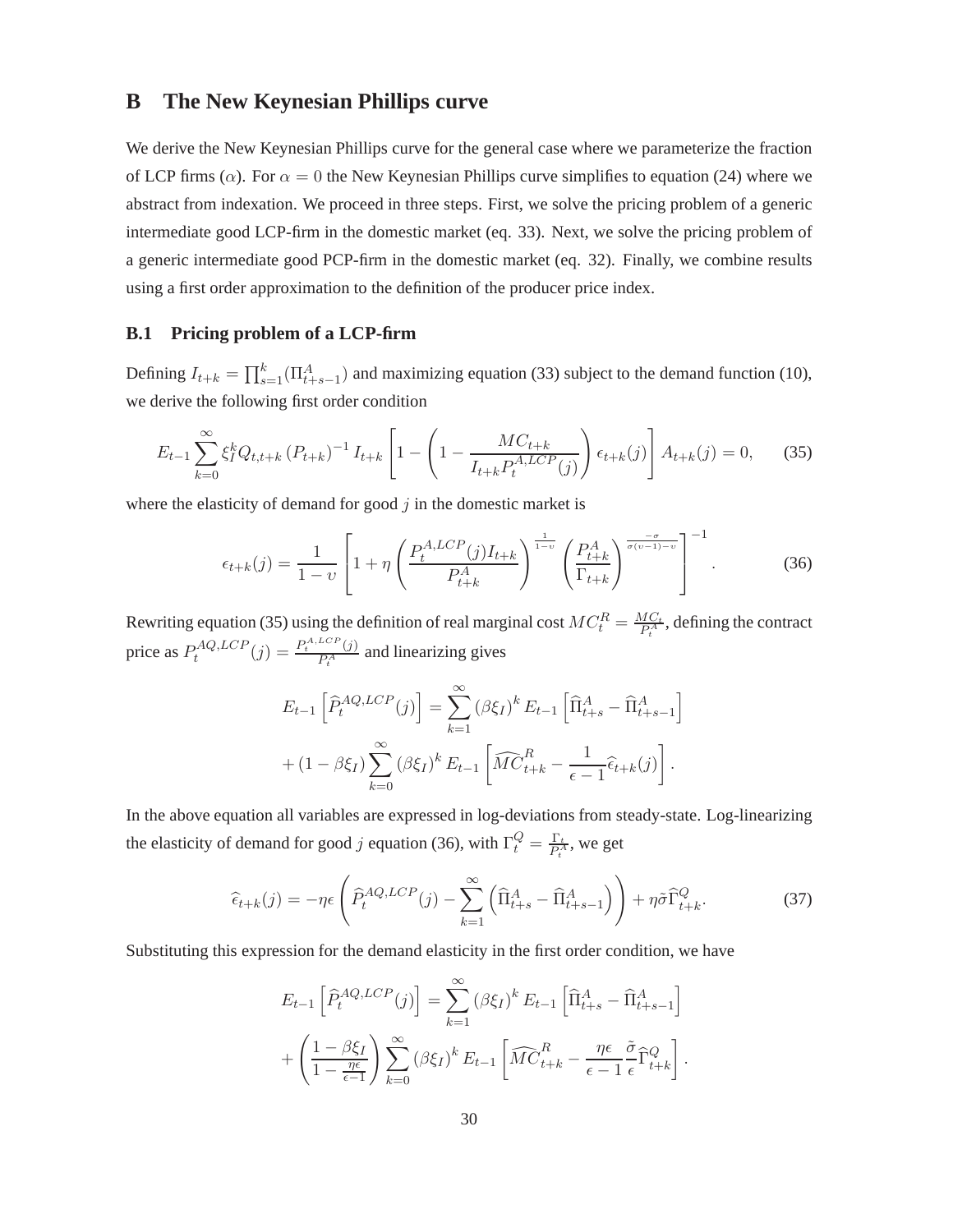## B The New Keynesian Phillips curve

We derive the New Keynesian Phillips curve for the general case where we parameterize the fraction of LCP firms ($\alpha$). For $\alpha = 0$ the New Keynesian Phillips curve simplifies to equation (24) where we abstract from indexation. We proceed in three steps. First, we solve the pricing problem of a generic intermediate good LCP-firm in the domestic market (eq. 33). Next, we solve the pricing problem of a generic intermediate good PCP-firm in the domestic market (eq. 32). Finally, we combine results using a first order approximation to the definition of the producer price index.

### B.1 Pricing problem of a LCP-firm

Defining $I_{t+k} = \prod_{s=1}^{k}(\Pi_{t+s-1}^{A})$ and maximizing equation (33) subject to the demand function (10), we derive the following first order condition

$$E_{t-1}\sum_{k=0}^{\infty}\xi_I^k Q_{t,t+k}\left(P_{t+k}\right)^{-1} I_{t+k}\left[1-\left(1-\frac{MC_{t+k}}{I_{t+k}P_t^{A,LCP}(j)}\right)\epsilon_{t+k}(j)\right]A_{t+k}(j)=0, \tag{35}$$

where the elasticity of demand for good $j$ in the domestic market is

$$\epsilon_{t+k}(j)=\frac{1}{1-\upsilon}\left[1+\eta\left(\frac{P_t^{A,LCP}(j)I_{t+k}}{P_{t+k}^{A}}\right)^{\frac{1}{1-\upsilon}}\left(\frac{P_{t+k}^{A}}{\Gamma_{t+k}}\right)^{\frac{-\sigma}{\sigma(\upsilon-1)-\upsilon}}\right]^{-1}. \tag{36}$$

Rewriting equation (35) using the definition of real marginal cost $MC_t^R = \frac{MC_t}{P_t^A}$, defining the contract price as $P_t^{AQ,LCP}(j) = \frac{P_t^{A,LCP}(j)}{P_t^A}$ and linearizing gives

$$\begin{aligned}
E_{t-1}\left[\widehat{P}_t^{AQ,LCP}(j)\right] &= \sum_{k=1}^{\infty}\left(\beta\xi_I\right)^k E_{t-1}\left[\widehat{\Pi}_{t+s}^{A}-\widehat{\Pi}_{t+s-1}^{A}\right] \\
&+\left(1-\beta\xi_I\right)\sum_{k=0}^{\infty}\left(\beta\xi_I\right)^k E_{t-1}\left[\widehat{MC}_{t+k}^{R}-\frac{1}{\epsilon-1}\widehat{\epsilon}_{t+k}(j)\right].
\end{aligned}$$

In the above equation all variables are expressed in log-deviations from steady-state. Log-linearizing the elasticity of demand for good $j$ equation (36), with $\Gamma_t^Q = \frac{\Gamma_t}{P_t^A}$, we get

$$\widehat{\epsilon}_{t+k}(j) = -\eta\epsilon\left(\widehat{P}_t^{AQ,LCP}(j)-\sum_{k=1}^{\infty}\left(\widehat{\Pi}_{t+s}^{A}-\widehat{\Pi}_{t+s-1}^{A}\right)\right)+\eta\tilde{\sigma}\widehat{\Gamma}_{t+k}^{Q}. \tag{37}$$

Substituting this expression for the demand elasticity in the first order condition, we have

$$\begin{aligned}
E_{t-1}\left[\widehat{P}_t^{AQ,LCP}(j)\right] &= \sum_{k=1}^{\infty}\left(\beta\xi_I\right)^k E_{t-1}\left[\widehat{\Pi}_{t+s}^{A}-\widehat{\Pi}_{t+s-1}^{A}\right] \\
&+\left(\frac{1-\beta\xi_I}{1-\frac{\eta\epsilon}{\epsilon-1}}\right)\sum_{k=0}^{\infty}\left(\beta\xi_I\right)^k E_{t-1}\left[\widehat{MC}_{t+k}^{R}-\frac{\eta\epsilon}{\epsilon-1}\frac{\tilde{\sigma}}{\epsilon}\widehat{\Gamma}_{t+k}^{Q}\right].
\end{aligned}$$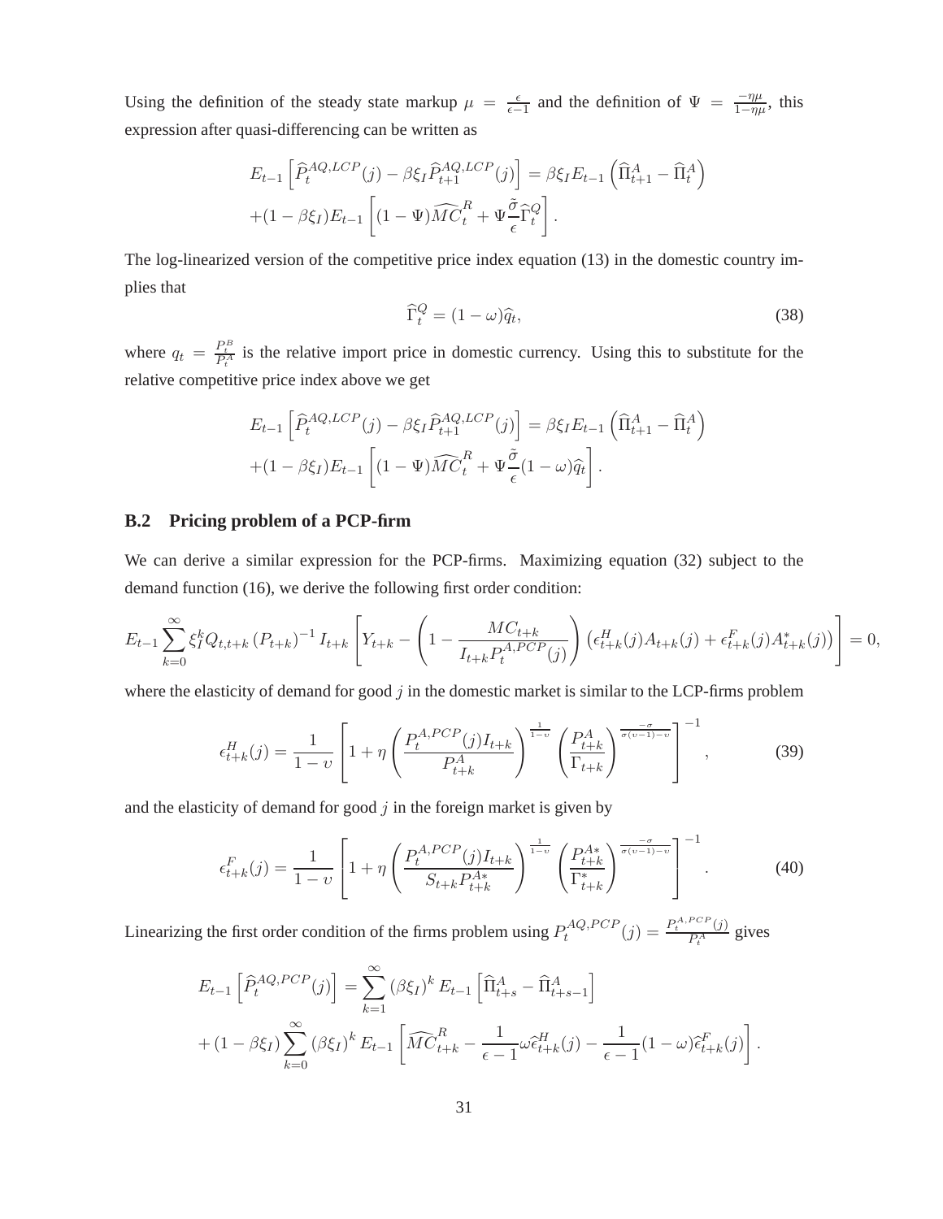Using the definition of the steady state markup $\mu = \frac{\epsilon}{\epsilon-1}$ and the definition of $\Psi = \frac{-\eta\mu}{1-\eta\mu}$, this expression after quasi-differencing can be written as

$$
\begin{aligned}
&E_{t-1}\left[\widehat{P}_t^{AQ,LCP}(j) - \beta\xi_I \widehat{P}_{t+1}^{AQ,LCP}(j)\right] = \beta\xi_I E_{t-1}\left(\widehat{\Pi}_{t+1}^A - \widehat{\Pi}_t^A\right) \\
&+(1-\beta\xi_I)E_{t-1}\left[(1-\Psi)\widehat{MC}_t^R + \Psi\frac{\tilde{\sigma}}{\epsilon}\widehat{\Gamma}_t^Q\right].
\end{aligned}
$$

The log-linearized version of the competitive price index equation (13) in the domestic country implies that

$$
\widehat{\Gamma}_t^Q = (1-\omega)\widehat{q}_t, \tag{38}
$$

where $q_t = \frac{P_t^B}{P_t^A}$ is the relative import price in domestic currency. Using this to substitute for the relative competitive price index above we get

$$
\begin{aligned}
&E_{t-1}\left[\widehat{P}_t^{AQ,LCP}(j) - \beta\xi_I \widehat{P}_{t+1}^{AQ,LCP}(j)\right] = \beta\xi_I E_{t-1}\left(\widehat{\Pi}_{t+1}^A - \widehat{\Pi}_t^A\right) \\
&+(1-\beta\xi_I)E_{t-1}\left[(1-\Psi)\widehat{MC}_t^R + \Psi\frac{\tilde{\sigma}}{\epsilon}(1-\omega)\widehat{q}_t\right].
\end{aligned}
$$

## B.2 Pricing problem of a PCP-firm

We can derive a similar expression for the PCP-firms. Maximizing equation (32) subject to the demand function (16), we derive the following first order condition:

$$
E_{t-1}\sum_{k=0}^{\infty}\xi_I^k Q_{t,t+k}\left(P_{t+k}\right)^{-1} I_{t+k}\left[Y_{t+k} - \left(1 - \frac{MC_{t+k}}{I_{t+k}P_t^{A,PCP}(j)}\right)\left(\epsilon_{t+k}^H(j)A_{t+k}(j) + \epsilon_{t+k}^F(j)A_{t+k}^*(j)\right)\right] = 0,
$$

where the elasticity of demand for good $j$ in the domestic market is similar to the LCP-firms problem

$$
\epsilon_{t+k}^H(j) = \frac{1}{1-\upsilon}\left[1 + \eta\left(\frac{P_t^{A,PCP}(j)I_{t+k}}{P_{t+k}^A}\right)^{\frac{1}{1-\upsilon}}\left(\frac{P_{t+k}^A}{\Gamma_{t+k}}\right)^{\frac{-\sigma}{\sigma(\upsilon-1)-\upsilon}}\right]^{-1}, \tag{39}
$$

and the elasticity of demand for good $j$ in the foreign market is given by

$$
\epsilon_{t+k}^F(j) = \frac{1}{1-\upsilon}\left[1 + \eta\left(\frac{P_t^{A,PCP}(j)I_{t+k}}{S_{t+k}P_{t+k}^{A*}}\right)^{\frac{1}{1-\upsilon}}\left(\frac{P_{t+k}^{A*}}{\Gamma_{t+k}^*}\right)^{\frac{-\sigma}{\sigma(\upsilon-1)-\upsilon}}\right]^{-1}. \tag{40}
$$

Linearizing the first order condition of the firms problem using $P_t^{AQ,PCP}(j) = \frac{P_t^{A,PCP}(j)}{P_t^A}$ gives

$$
\begin{aligned}
&E_{t-1}\left[\widehat{P}_t^{AQ,PCP}(j)\right] = \sum_{k=1}^{\infty}\left(\beta\xi_I\right)^k E_{t-1}\left[\widehat{\Pi}_{t+s}^A - \widehat{\Pi}_{t+s-1}^A\right] \\
&+(1-\beta\xi_I)\sum_{k=0}^{\infty}\left(\beta\xi_I\right)^k E_{t-1}\left[\widehat{MC}_{t+k}^R - \frac{1}{\epsilon-1}\omega\widehat{\epsilon}_{t+k}^H(j) - \frac{1}{\epsilon-1}(1-\omega)\widehat{\epsilon}_{t+k}^F(j)\right].
\end{aligned}
$$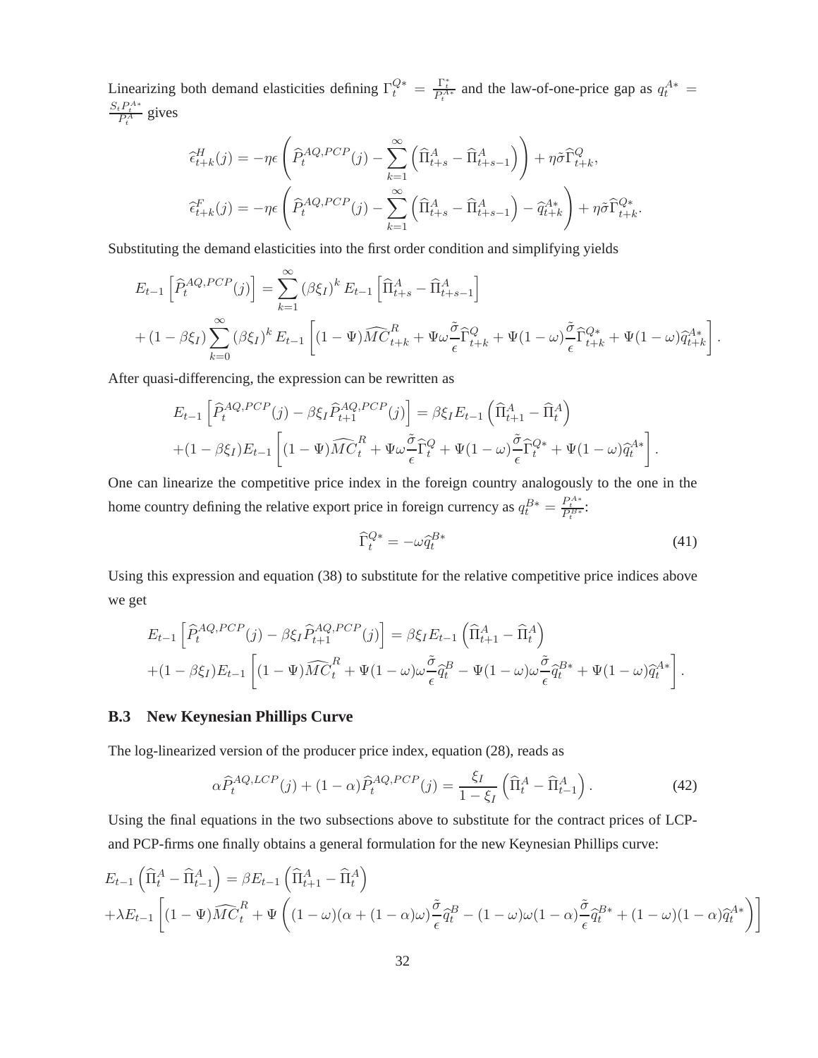Linearizing both demand elasticities defining $\Gamma_t^{Q*} = \frac{\Gamma_t^*}{P_t^{A*}}$ and the law-of-one-price gap as $q_t^{A*} = \frac{S_t P_t^{A*}}{P_t^A}$ gives

$$\widehat{\epsilon}_{t+k}^H(j) = -\eta\epsilon\left(\widehat{P}_t^{AQ,PCP}(j) - \sum_{k=1}^{\infty}\left(\widehat{\Pi}_{t+s}^A - \widehat{\Pi}_{t+s-1}^A\right)\right) + \eta\tilde{\sigma}\widehat{\Gamma}_{t+k}^Q,$$

$$\widehat{\epsilon}_{t+k}^F(j) = -\eta\epsilon\left(\widehat{P}_t^{AQ,PCP}(j) - \sum_{k=1}^{\infty}\left(\widehat{\Pi}_{t+s}^A - \widehat{\Pi}_{t+s-1}^A\right) - \widehat{q}_{t+k}^{A*}\right) + \eta\tilde{\sigma}\widehat{\Gamma}_{t+k}^{Q*}.$$

Substituting the demand elasticities into the first order condition and simplifying yields

$$E_{t-1}\left[\widehat{P}_t^{AQ,PCP}(j)\right] = \sum_{k=1}^{\infty}(\beta\xi_I)^k E_{t-1}\left[\widehat{\Pi}_{t+s}^A - \widehat{\Pi}_{t+s-1}^A\right]$$
$$+ (1-\beta\xi_I)\sum_{k=0}^{\infty}(\beta\xi_I)^k E_{t-1}\left[(1-\Psi)\widehat{MC}_{t+k}^R + \Psi\omega\frac{\tilde{\sigma}}{\epsilon}\widehat{\Gamma}_{t+k}^Q + \Psi(1-\omega)\frac{\tilde{\sigma}}{\epsilon}\widehat{\Gamma}_{t+k}^{Q*} + \Psi(1-\omega)\widehat{q}_{t+k}^{A*}\right].$$

After quasi-differencing, the expression can be rewritten as

$$E_{t-1}\left[\widehat{P}_t^{AQ,PCP}(j) - \beta\xi_I\widehat{P}_{t+1}^{AQ,PCP}(j)\right] = \beta\xi_I E_{t-1}\left(\widehat{\Pi}_{t+1}^A - \widehat{\Pi}_t^A\right)$$
$$+(1-\beta\xi_I)E_{t-1}\left[(1-\Psi)\widehat{MC}_t^R + \Psi\omega\frac{\tilde{\sigma}}{\epsilon}\widehat{\Gamma}_t^Q + \Psi(1-\omega)\frac{\tilde{\sigma}}{\epsilon}\widehat{\Gamma}_t^{Q*} + \Psi(1-\omega)\widehat{q}_t^{A*}\right].$$

One can linearize the competitive price index in the foreign country analogously to the one in the home country defining the relative export price in foreign currency as $q_t^{B*} = \frac{P_t^{A*}}{P_t^{B*}}$:

$$\widehat{\Gamma}_t^{Q*} = -\omega\widehat{q}_t^{B*} \tag{41}$$

Using this expression and equation (38) to substitute for the relative competitive price indices above we get

$$E_{t-1}\left[\widehat{P}_t^{AQ,PCP}(j) - \beta\xi_I\widehat{P}_{t+1}^{AQ,PCP}(j)\right] = \beta\xi_I E_{t-1}\left(\widehat{\Pi}_{t+1}^A - \widehat{\Pi}_t^A\right)$$
$$+(1-\beta\xi_I)E_{t-1}\left[(1-\Psi)\widehat{MC}_t^R + \Psi(1-\omega)\omega\frac{\tilde{\sigma}}{\epsilon}\widehat{q}_t^B - \Psi(1-\omega)\omega\frac{\tilde{\sigma}}{\epsilon}\widehat{q}_t^{B*} + \Psi(1-\omega)\widehat{q}_t^{A*}\right].$$

### B.3 New Keynesian Phillips Curve

The log-linearized version of the producer price index, equation (28), reads as

$$\alpha\widehat{P}_t^{AQ,LCP}(j) + (1-\alpha)\widehat{P}_t^{AQ,PCP}(j) = \frac{\xi_I}{1-\xi_I}\left(\widehat{\Pi}_t^A - \widehat{\Pi}_{t-1}^A\right). \tag{42}$$

Using the final equations in the two subsections above to substitute for the contract prices of LCP- and PCP-firms one finally obtains a general formulation for the new Keynesian Phillips curve:

$$E_{t-1}\left(\widehat{\Pi}_t^A - \widehat{\Pi}_{t-1}^A\right) = \beta E_{t-1}\left(\widehat{\Pi}_{t+1}^A - \widehat{\Pi}_t^A\right)$$
$$+\lambda E_{t-1}\left[(1-\Psi)\widehat{MC}_t^R + \Psi\left((1-\omega)(\alpha+(1-\alpha)\omega)\frac{\tilde{\sigma}}{\epsilon}\widehat{q}_t^B - (1-\omega)\omega(1-\alpha)\frac{\tilde{\sigma}}{\epsilon}\widehat{q}_t^{B*} + (1-\omega)(1-\alpha)\widehat{q}_t^{A*}\right)\right]$$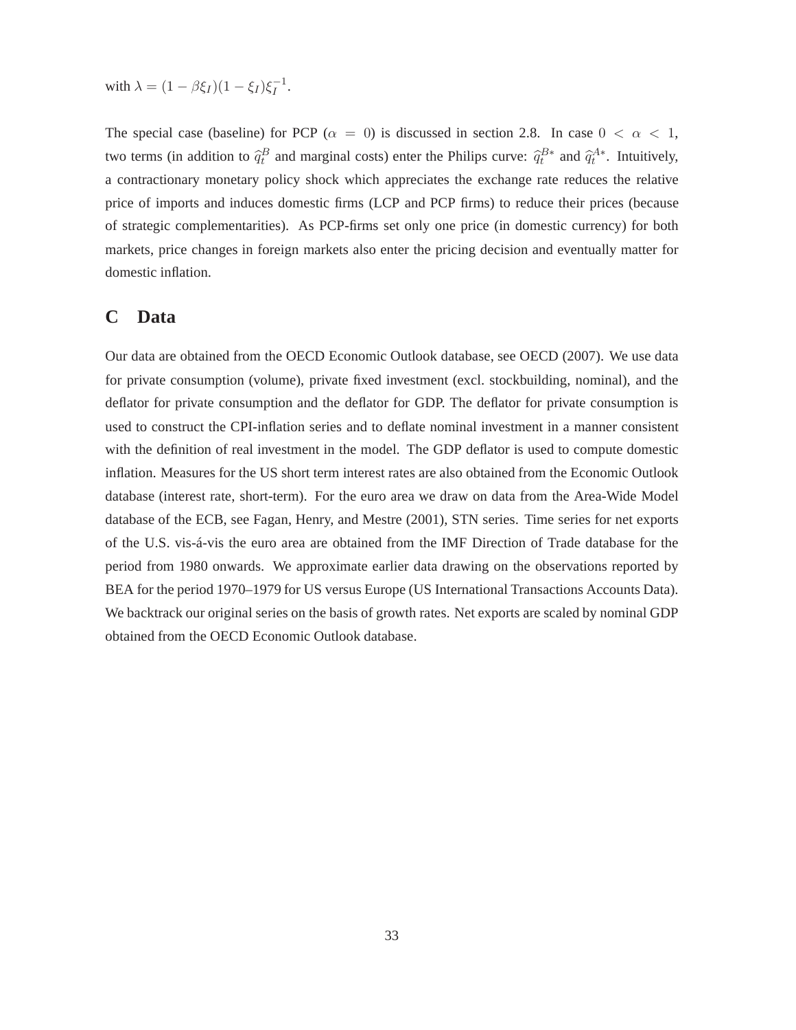with $\lambda = (1 - \beta\xi_I)(1 - \xi_I)\xi_I^{-1}$.

The special case (baseline) for PCP ($\alpha = 0$) is discussed in section 2.8. In case $0 < \alpha < 1$, two terms (in addition to $\widehat{q}_t^B$ and marginal costs) enter the Philips curve: $\widehat{q}_t^{B*}$ and $\widehat{q}_t^{A*}$. Intuitively, a contractionary monetary policy shock which appreciates the exchange rate reduces the relative price of imports and induces domestic firms (LCP and PCP firms) to reduce their prices (because of strategic complementarities). As PCP-firms set only one price (in domestic currency) for both markets, price changes in foreign markets also enter the pricing decision and eventually matter for domestic inflation.

# C Data

Our data are obtained from the OECD Economic Outlook database, see OECD (2007). We use data for private consumption (volume), private fixed investment (excl. stockbuilding, nominal), and the deflator for private consumption and the deflator for GDP. The deflator for private consumption is used to construct the CPI-inflation series and to deflate nominal investment in a manner consistent with the definition of real investment in the model. The GDP deflator is used to compute domestic inflation. Measures for the US short term interest rates are also obtained from the Economic Outlook database (interest rate, short-term). For the euro area we draw on data from the Area-Wide Model database of the ECB, see Fagan, Henry, and Mestre (2001), STN series. Time series for net exports of the U.S. vis-á-vis the euro area are obtained from the IMF Direction of Trade database for the period from 1980 onwards. We approximate earlier data drawing on the observations reported by BEA for the period 1970–1979 for US versus Europe (US International Transactions Accounts Data). We backtrack our original series on the basis of growth rates. Net exports are scaled by nominal GDP obtained from the OECD Economic Outlook database.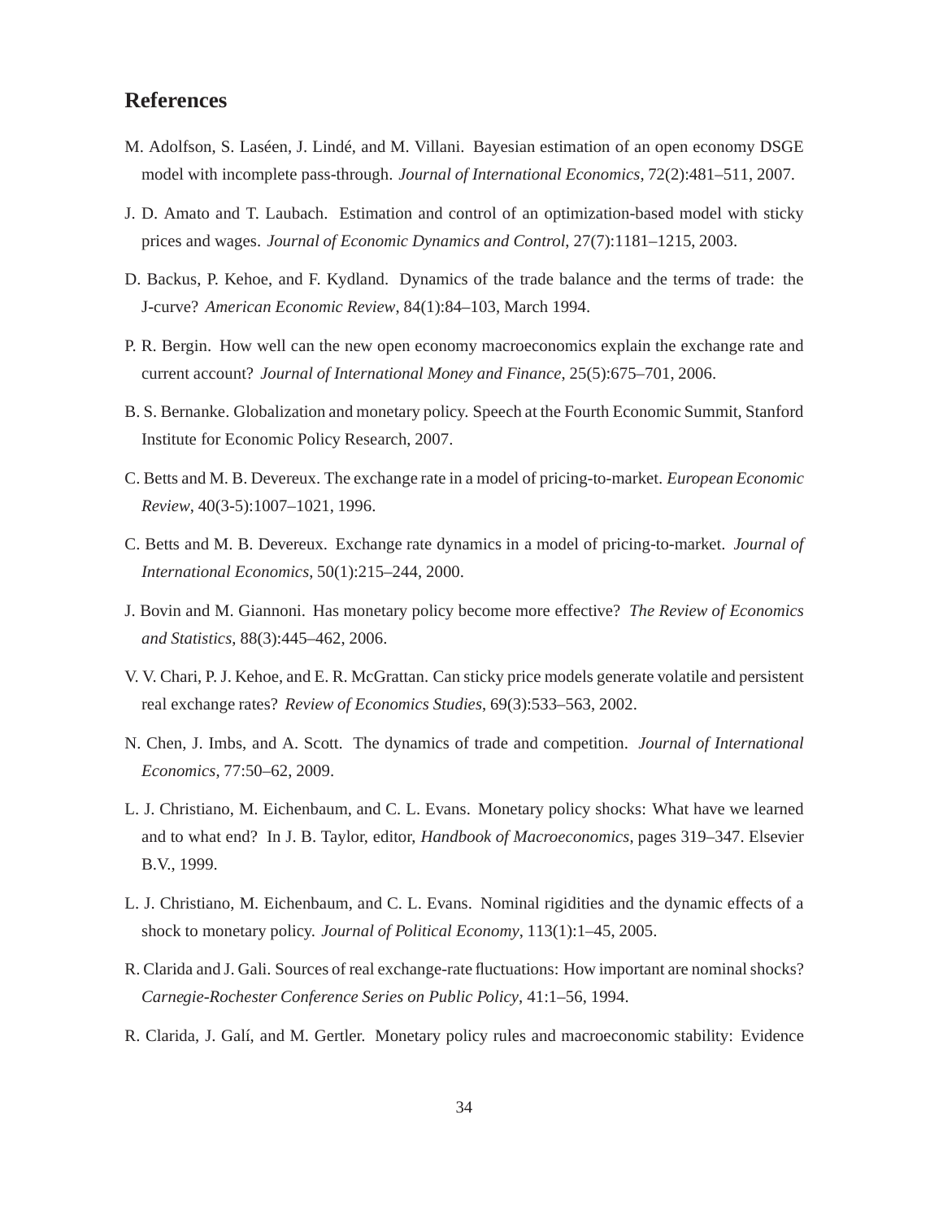## References

M. Adolfson, S. Laséen, J. Lindé, and M. Villani. Bayesian estimation of an open economy DSGE model with incomplete pass-through. *Journal of International Economics*, 72(2):481–511, 2007.

J. D. Amato and T. Laubach. Estimation and control of an optimization-based model with sticky prices and wages. *Journal of Economic Dynamics and Control*, 27(7):1181–1215, 2003.

D. Backus, P. Kehoe, and F. Kydland. Dynamics of the trade balance and the terms of trade: the J-curve? *American Economic Review*, 84(1):84–103, March 1994.

P. R. Bergin. How well can the new open economy macroeconomics explain the exchange rate and current account? *Journal of International Money and Finance*, 25(5):675–701, 2006.

B. S. Bernanke. Globalization and monetary policy. Speech at the Fourth Economic Summit, Stanford Institute for Economic Policy Research, 2007.

C. Betts and M. B. Devereux. The exchange rate in a model of pricing-to-market. *European Economic Review*, 40(3-5):1007–1021, 1996.

C. Betts and M. B. Devereux. Exchange rate dynamics in a model of pricing-to-market. *Journal of International Economics*, 50(1):215–244, 2000.

J. Bovin and M. Giannoni. Has monetary policy become more effective? *The Review of Economics and Statistics*, 88(3):445–462, 2006.

V. V. Chari, P. J. Kehoe, and E. R. McGrattan. Can sticky price models generate volatile and persistent real exchange rates? *Review of Economics Studies*, 69(3):533–563, 2002.

N. Chen, J. Imbs, and A. Scott. The dynamics of trade and competition. *Journal of International Economics*, 77:50–62, 2009.

L. J. Christiano, M. Eichenbaum, and C. L. Evans. Monetary policy shocks: What have we learned and to what end? In J. B. Taylor, editor, *Handbook of Macroeconomics*, pages 319–347. Elsevier B.V., 1999.

L. J. Christiano, M. Eichenbaum, and C. L. Evans. Nominal rigidities and the dynamic effects of a shock to monetary policy. *Journal of Political Economy*, 113(1):1–45, 2005.

R. Clarida and J. Gali. Sources of real exchange-rate fluctuations: How important are nominal shocks? *Carnegie-Rochester Conference Series on Public Policy*, 41:1–56, 1994.

R. Clarida, J. Galí, and M. Gertler. Monetary policy rules and macroeconomic stability: Evidence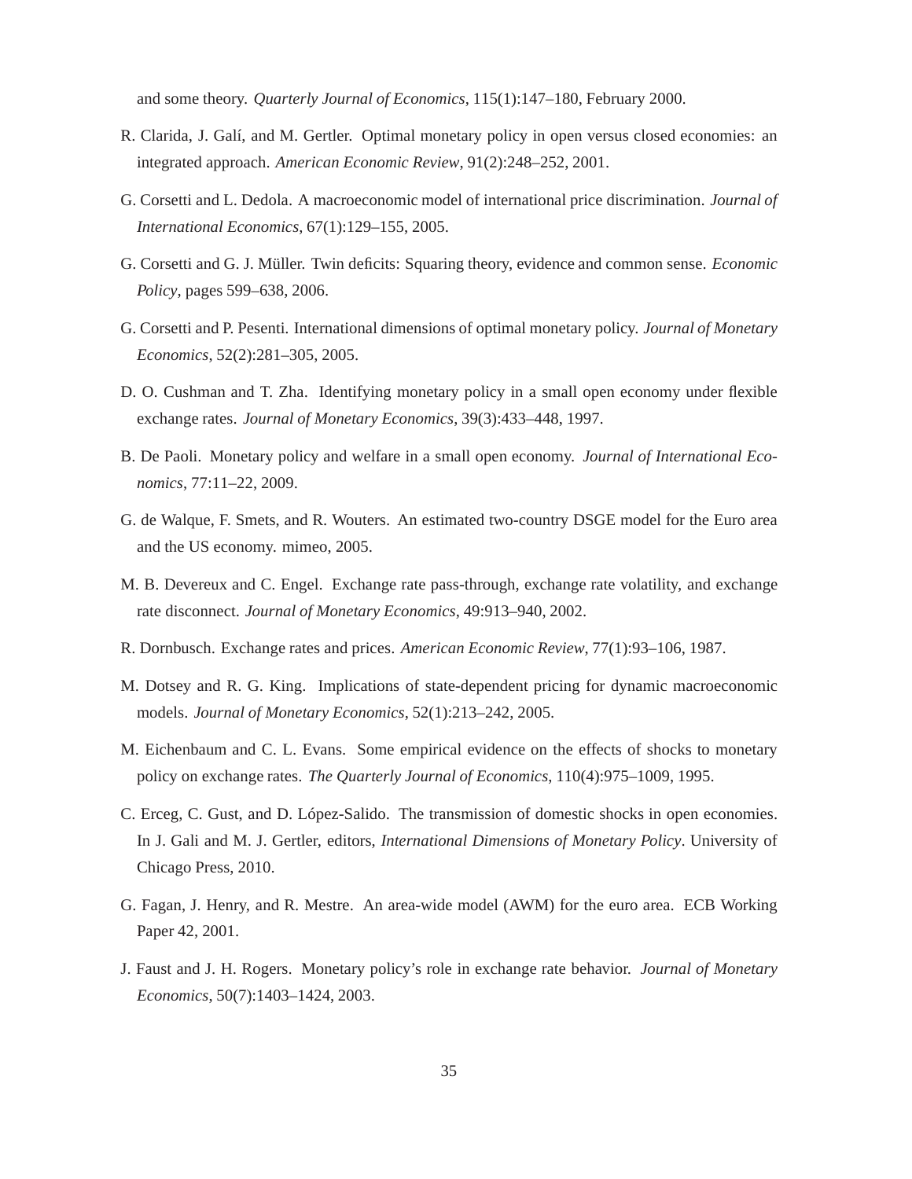and some theory. *Quarterly Journal of Economics*, 115(1):147–180, February 2000.

R. Clarida, J. Galí, and M. Gertler. Optimal monetary policy in open versus closed economies: an integrated approach. *American Economic Review*, 91(2):248–252, 2001.

G. Corsetti and L. Dedola. A macroeconomic model of international price discrimination. *Journal of International Economics*, 67(1):129–155, 2005.

G. Corsetti and G. J. Müller. Twin deficits: Squaring theory, evidence and common sense. *Economic Policy*, pages 599–638, 2006.

G. Corsetti and P. Pesenti. International dimensions of optimal monetary policy. *Journal of Monetary Economics*, 52(2):281–305, 2005.

D. O. Cushman and T. Zha. Identifying monetary policy in a small open economy under flexible exchange rates. *Journal of Monetary Economics*, 39(3):433–448, 1997.

B. De Paoli. Monetary policy and welfare in a small open economy. *Journal of International Economics*, 77:11–22, 2009.

G. de Walque, F. Smets, and R. Wouters. An estimated two-country DSGE model for the Euro area and the US economy. mimeo, 2005.

M. B. Devereux and C. Engel. Exchange rate pass-through, exchange rate volatility, and exchange rate disconnect. *Journal of Monetary Economics*, 49:913–940, 2002.

R. Dornbusch. Exchange rates and prices. *American Economic Review*, 77(1):93–106, 1987.

M. Dotsey and R. G. King. Implications of state-dependent pricing for dynamic macroeconomic models. *Journal of Monetary Economics*, 52(1):213–242, 2005.

M. Eichenbaum and C. L. Evans. Some empirical evidence on the effects of shocks to monetary policy on exchange rates. *The Quarterly Journal of Economics*, 110(4):975–1009, 1995.

C. Erceg, C. Gust, and D. López-Salido. The transmission of domestic shocks in open economies. In J. Gali and M. J. Gertler, editors, *International Dimensions of Monetary Policy*. University of Chicago Press, 2010.

G. Fagan, J. Henry, and R. Mestre. An area-wide model (AWM) for the euro area. ECB Working Paper 42, 2001.

J. Faust and J. H. Rogers. Monetary policy's role in exchange rate behavior. *Journal of Monetary Economics*, 50(7):1403–1424, 2003.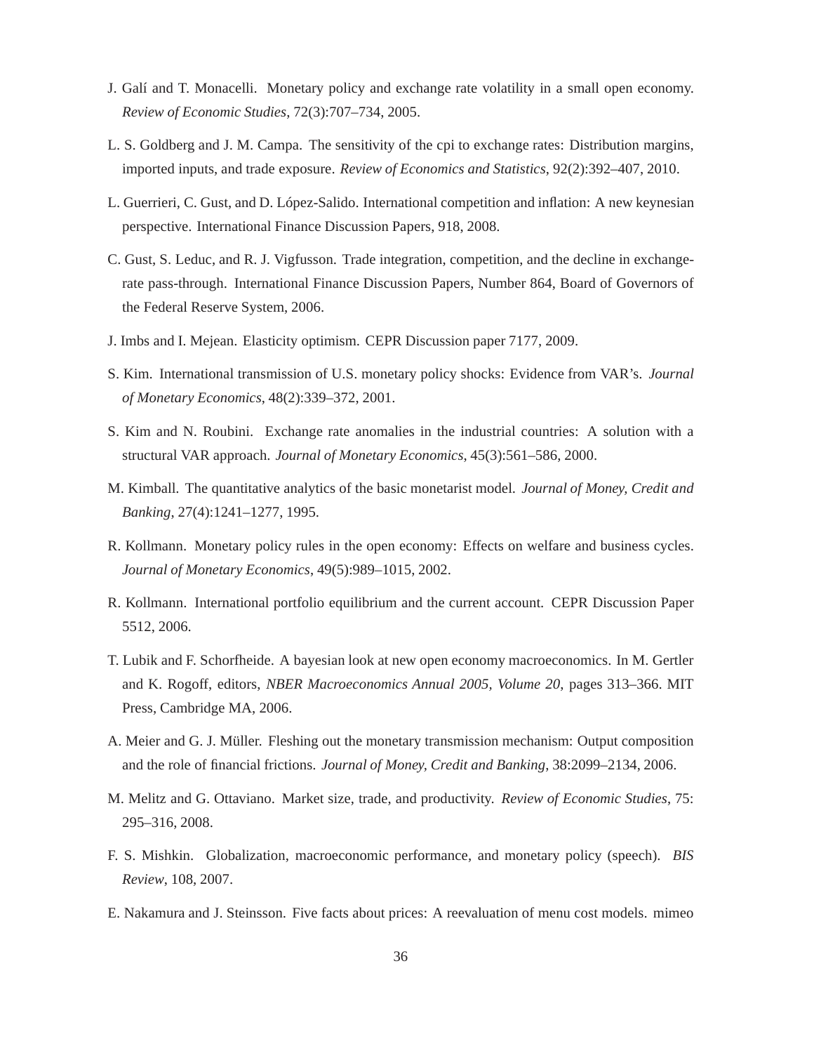J. Galí and T. Monacelli. Monetary policy and exchange rate volatility in a small open economy. *Review of Economic Studies*, 72(3):707–734, 2005.

L. S. Goldberg and J. M. Campa. The sensitivity of the cpi to exchange rates: Distribution margins, imported inputs, and trade exposure. *Review of Economics and Statistics*, 92(2):392–407, 2010.

L. Guerrieri, C. Gust, and D. López-Salido. International competition and inflation: A new keynesian perspective. International Finance Discussion Papers, 918, 2008.

C. Gust, S. Leduc, and R. J. Vigfusson. Trade integration, competition, and the decline in exchange-rate pass-through. International Finance Discussion Papers, Number 864, Board of Governors of the Federal Reserve System, 2006.

J. Imbs and I. Mejean. Elasticity optimism. CEPR Discussion paper 7177, 2009.

S. Kim. International transmission of U.S. monetary policy shocks: Evidence from VAR's. *Journal of Monetary Economics*, 48(2):339–372, 2001.

S. Kim and N. Roubini. Exchange rate anomalies in the industrial countries: A solution with a structural VAR approach. *Journal of Monetary Economics*, 45(3):561–586, 2000.

M. Kimball. The quantitative analytics of the basic monetarist model. *Journal of Money, Credit and Banking*, 27(4):1241–1277, 1995.

R. Kollmann. Monetary policy rules in the open economy: Effects on welfare and business cycles. *Journal of Monetary Economics*, 49(5):989–1015, 2002.

R. Kollmann. International portfolio equilibrium and the current account. CEPR Discussion Paper 5512, 2006.

T. Lubik and F. Schorfheide. A bayesian look at new open economy macroeconomics. In M. Gertler and K. Rogoff, editors, *NBER Macroeconomics Annual 2005, Volume 20*, pages 313–366. MIT Press, Cambridge MA, 2006.

A. Meier and G. J. Müller. Fleshing out the monetary transmission mechanism: Output composition and the role of financial frictions. *Journal of Money, Credit and Banking*, 38:2099–2134, 2006.

M. Melitz and G. Ottaviano. Market size, trade, and productivity. *Review of Economic Studies*, 75: 295–316, 2008.

F. S. Mishkin. Globalization, macroeconomic performance, and monetary policy (speech). *BIS Review*, 108, 2007.

E. Nakamura and J. Steinsson. Five facts about prices: A reevaluation of menu cost models. mimeo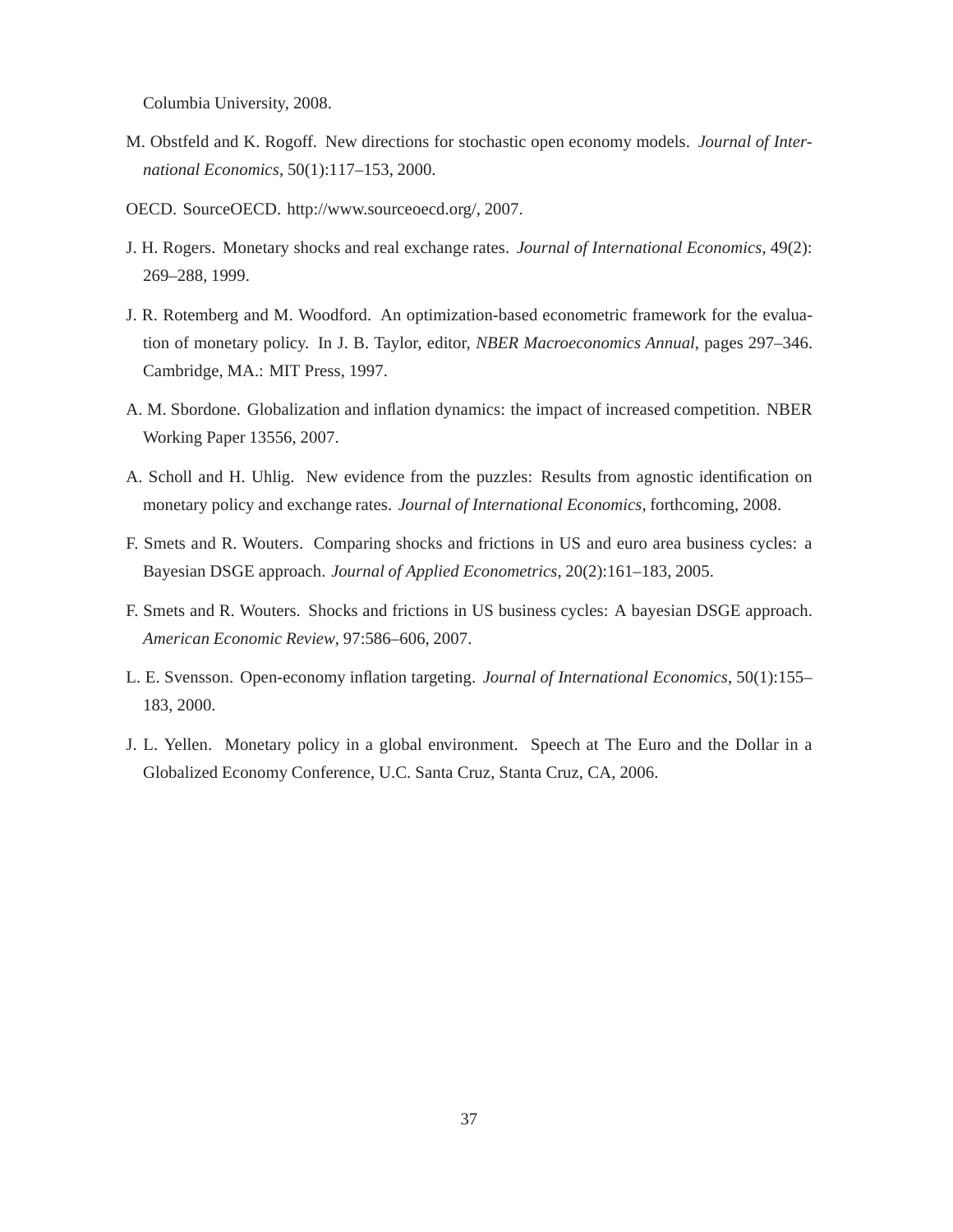Columbia University, 2008.

M. Obstfeld and K. Rogoff. New directions for stochastic open economy models. *Journal of International Economics*, 50(1):117–153, 2000.

OECD. SourceOECD. http://www.sourceoecd.org/, 2007.

J. H. Rogers. Monetary shocks and real exchange rates. *Journal of International Economics*, 49(2): 269–288, 1999.

J. R. Rotemberg and M. Woodford. An optimization-based econometric framework for the evaluation of monetary policy. In J. B. Taylor, editor, *NBER Macroeconomics Annual*, pages 297–346. Cambridge, MA.: MIT Press, 1997.

A. M. Sbordone. Globalization and inflation dynamics: the impact of increased competition. NBER Working Paper 13556, 2007.

A. Scholl and H. Uhlig. New evidence from the puzzles: Results from agnostic identification on monetary policy and exchange rates. *Journal of International Economics*, forthcoming, 2008.

F. Smets and R. Wouters. Comparing shocks and frictions in US and euro area business cycles: a Bayesian DSGE approach. *Journal of Applied Econometrics*, 20(2):161–183, 2005.

F. Smets and R. Wouters. Shocks and frictions in US business cycles: A bayesian DSGE approach. *American Economic Review*, 97:586–606, 2007.

L. E. Svensson. Open-economy inflation targeting. *Journal of International Economics*, 50(1):155–183, 2000.

J. L. Yellen. Monetary policy in a global environment. Speech at The Euro and the Dollar in a Globalized Economy Conference, U.C. Santa Cruz, Stanta Cruz, CA, 2006.